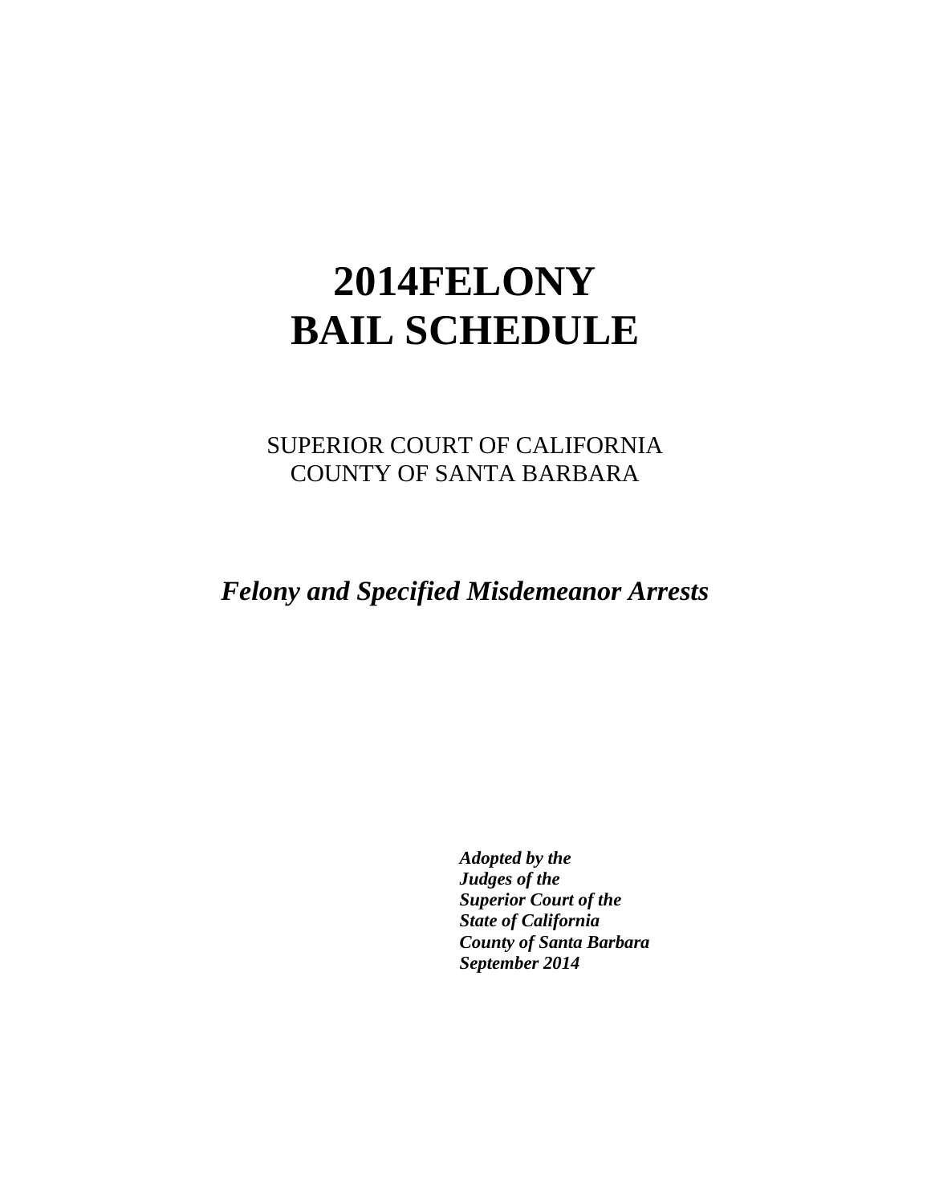# 2014FELONY
# BAIL SCHEDULE

SUPERIOR COURT OF CALIFORNIA
COUNTY OF SANTA BARBARA

***Felony and Specified Misdemeanor Arrests***

***Adopted by the***
***Judges of the***
***Superior Court of the***
***State of California***
***County of Santa Barbara***
***September 2014***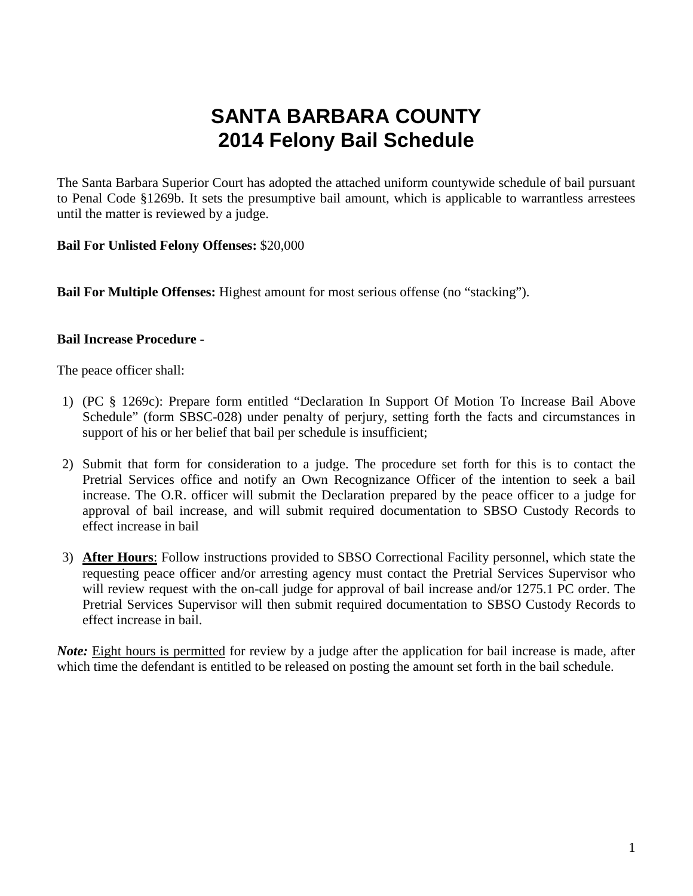# SANTA BARBARA COUNTY
# 2014 Felony Bail Schedule

The Santa Barbara Superior Court has adopted the attached uniform countywide schedule of bail pursuant to Penal Code §1269b. It sets the presumptive bail amount, which is applicable to warrantless arrestees until the matter is reviewed by a judge.

**Bail For Unlisted Felony Offenses:** $20,000

**Bail For Multiple Offenses:** Highest amount for most serious offense (no "stacking").

**Bail Increase Procedure -**

The peace officer shall:

1) (PC § 1269c): Prepare form entitled "Declaration In Support Of Motion To Increase Bail Above Schedule" (form SBSC-028) under penalty of perjury, setting forth the facts and circumstances in support of his or her belief that bail per schedule is insufficient;

2) Submit that form for consideration to a judge. The procedure set forth for this is to contact the Pretrial Services office and notify an Own Recognizance Officer of the intention to seek a bail increase. The O.R. officer will submit the Declaration prepared by the peace officer to a judge for approval of bail increase, and will submit required documentation to SBSO Custody Records to effect increase in bail

3) **<u>After Hours</u>**: Follow instructions provided to SBSO Correctional Facility personnel, which state the requesting peace officer and/or arresting agency must contact the Pretrial Services Supervisor who will review request with the on-call judge for approval of bail increase and/or 1275.1 PC order. The Pretrial Services Supervisor will then submit required documentation to SBSO Custody Records to effect increase in bail.

***Note:*** <u>Eight hours is permitted</u> for review by a judge after the application for bail increase is made, after which time the defendant is entitled to be released on posting the amount set forth in the bail schedule.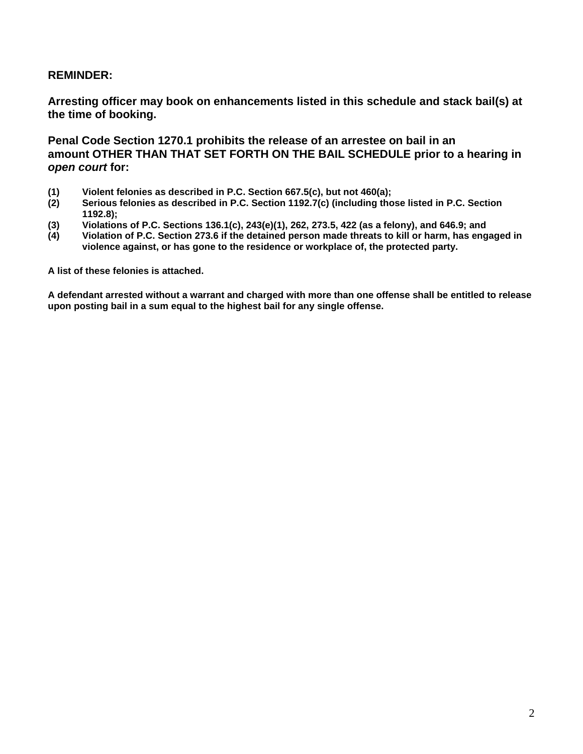**REMINDER:**

**Arresting officer may book on enhancements listed in this schedule and stack bail(s) at the time of booking.**

**Penal Code Section 1270.1 prohibits the release of an arrestee on bail in an amount OTHER THAN THAT SET FORTH ON THE BAIL SCHEDULE prior to a hearing in *open court* for:**

**(1) Violent felonies as described in P.C. Section 667.5(c), but not 460(a);**
**(2) Serious felonies as described in P.C. Section 1192.7(c) (including those listed in P.C. Section 1192.8);**
**(3) Violations of P.C. Sections 136.1(c), 243(e)(1), 262, 273.5, 422 (as a felony), and 646.9; and**
**(4) Violation of P.C. Section 273.6 if the detained person made threats to kill or harm, has engaged in violence against, or has gone to the residence or workplace of, the protected party.**

**A list of these felonies is attached.**

**A defendant arrested without a warrant and charged with more than one offense shall be entitled to release upon posting bail in a sum equal to the highest bail for any single offense.**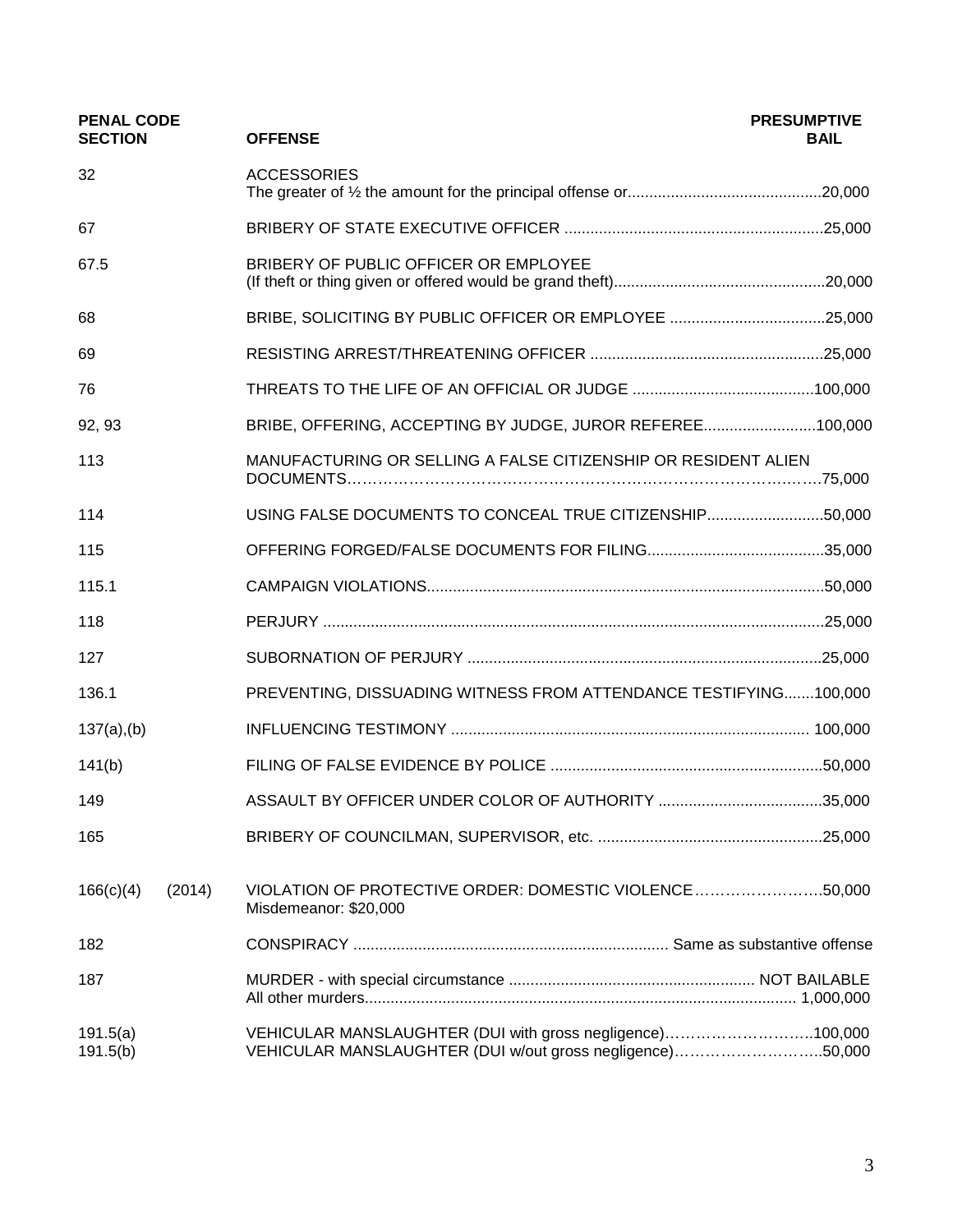| PENAL CODE SECTION | OFFENSE | PRESUMPTIVE BAIL |
|---|---|---|
| 32 | ACCESSORIES<br>The greater of ½ the amount for the principal offense or | 20,000 |
| 67 | BRIBERY OF STATE EXECUTIVE OFFICER | 25,000 |
| 67.5 | BRIBERY OF PUBLIC OFFICER OR EMPLOYEE<br>(If theft or thing given or offered would be grand theft) | 20,000 |
| 68 | BRIBE, SOLICITING BY PUBLIC OFFICER OR EMPLOYEE | 25,000 |
| 69 | RESISTING ARREST/THREATENING OFFICER | 25,000 |
| 76 | THREATS TO THE LIFE OF AN OFFICIAL OR JUDGE | 100,000 |
| 92, 93 | BRIBE, OFFERING, ACCEPTING BY JUDGE, JUROR REFEREE | 100,000 |
| 113 | MANUFACTURING OR SELLING A FALSE CITIZENSHIP OR RESIDENT ALIEN DOCUMENTS | 75,000 |
| 114 | USING FALSE DOCUMENTS TO CONCEAL TRUE CITIZENSHIP | 50,000 |
| 115 | OFFERING FORGED/FALSE DOCUMENTS FOR FILING | 35,000 |
| 115.1 | CAMPAIGN VIOLATIONS | 50,000 |
| 118 | PERJURY | 25,000 |
| 127 | SUBORNATION OF PERJURY | 25,000 |
| 136.1 | PREVENTING, DISSUADING WITNESS FROM ATTENDANCE TESTIFYING | 100,000 |
| 137(a),(b) | INFLUENCING TESTIMONY | 100,000 |
| 141(b) | FILING OF FALSE EVIDENCE BY POLICE | 50,000 |
| 149 | ASSAULT BY OFFICER UNDER COLOR OF AUTHORITY | 35,000 |
| 165 | BRIBERY OF COUNCILMAN, SUPERVISOR, etc. | 25,000 |
| 166(c)(4) (2014) | VIOLATION OF PROTECTIVE ORDER: DOMESTIC VIOLENCE<br>Misdemeanor: $20,000 | 50,000 |
| 182 | CONSPIRACY | Same as substantive offense |
| 187 | MURDER - with special circumstance<br>All other murders | NOT BAILABLE<br>1,000,000 |
| 191.5(a)<br>191.5(b) | VEHICULAR MANSLAUGHTER (DUI with gross negligence)<br>VEHICULAR MANSLAUGHTER (DUI w/out gross negligence) | 100,000<br>50,000 |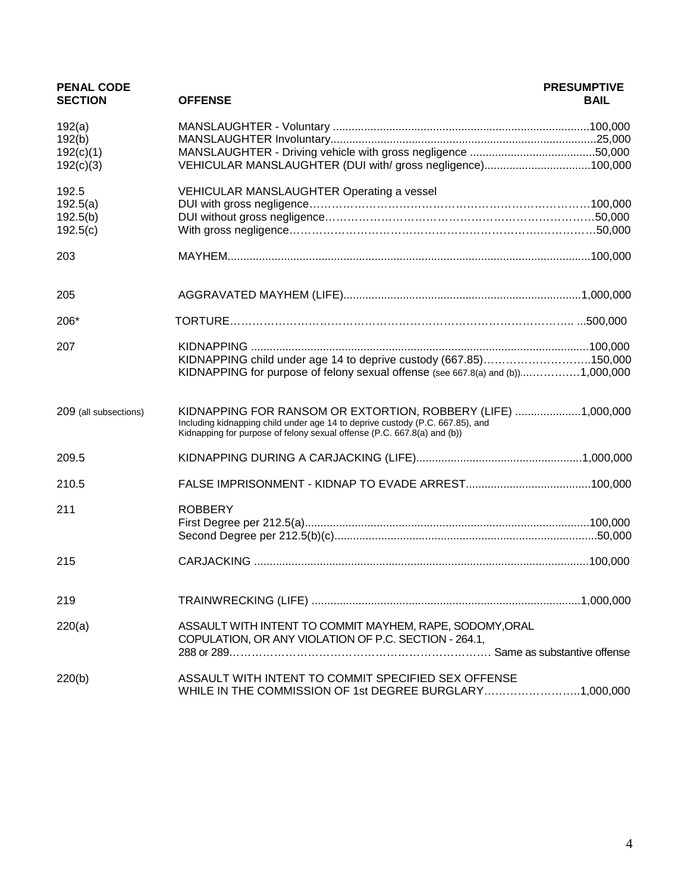| PENAL CODE SECTION | OFFENSE | PRESUMPTIVE BAIL |
|---|---|---|
| 192(a) | MANSLAUGHTER - Voluntary | 100,000 |
| 192(b) | MANSLAUGHTER Involuntary | 25,000 |
| 192(c)(1) | MANSLAUGHTER - Driving vehicle with gross negligence | 50,000 |
| 192(c)(3) | VEHICULAR MANSLAUGHTER (DUI with/ gross negligence) | 100,000 |
| 192.5 | VEHICULAR MANSLAUGHTER Operating a vessel | |
| 192.5(a) | DUI with gross negligence | 100,000 |
| 192.5(b) | DUI without gross negligence | 50,000 |
| 192.5(c) | With gross negligence | 50,000 |
| 203 | MAYHEM | 100,000 |
| 205 | AGGRAVATED MAYHEM (LIFE) | 1,000,000 |
| 206* | TORTURE | 500,000 |
| 207 | KIDNAPPING | 100,000 |
| | KIDNAPPING child under age 14 to deprive custody (667.85) | 150,000 |
| | KIDNAPPING for purpose of felony sexual offense (see 667.8(a) and (b)) | 1,000,000 |
| 209 (all subsections) | KIDNAPPING FOR RANSOM OR EXTORTION, ROBBERY (LIFE)<br>Including kidnapping child under age 14 to deprive custody (P.C. 667.85), and Kidnapping for purpose of felony sexual offense (P.C. 667.8(a) and (b)) | 1,000,000 |
| 209.5 | KIDNAPPING DURING A CARJACKING (LIFE) | 1,000,000 |
| 210.5 | FALSE IMPRISONMENT - KIDNAP TO EVADE ARREST | 100,000 |
| 211 | ROBBERY | |
| | First Degree per 212.5(a) | 100,000 |
| | Second Degree per 212.5(b)(c) | 50,000 |
| 215 | CARJACKING | 100,000 |
| 219 | TRAINWRECKING (LIFE) | 1,000,000 |
| 220(a) | ASSAULT WITH INTENT TO COMMIT MAYHEM, RAPE, SODOMY,ORAL COPULATION, OR ANY VIOLATION OF P.C. SECTION - 264.1, 288 or 289 | Same as substantive offense |
| 220(b) | ASSAULT WITH INTENT TO COMMIT SPECIFIED SEX OFFENSE WHILE IN THE COMMISSION OF 1st DEGREE BURGLARY | 1,000,000 |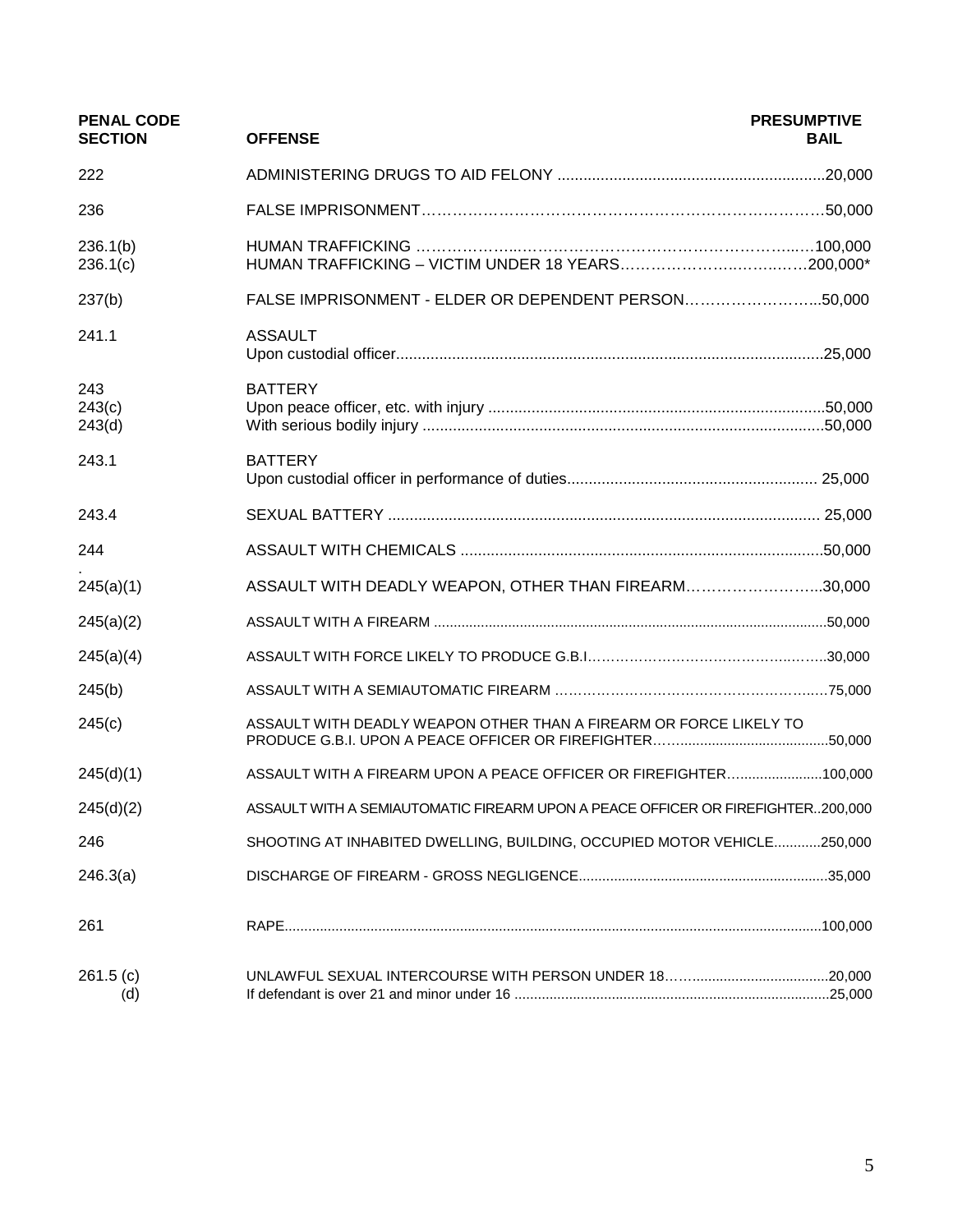| PENAL CODE SECTION | OFFENSE | PRESUMPTIVE BAIL |
|---|---|---|
| 222 | ADMINISTERING DRUGS TO AID FELONY | 20,000 |
| 236 | FALSE IMPRISONMENT | 50,000 |
| 236.1(b) | HUMAN TRAFFICKING | 100,000 |
| 236.1(c) | HUMAN TRAFFICKING – VICTIM UNDER 18 YEARS | 200,000* |
| 237(b) | FALSE IMPRISONMENT - ELDER OR DEPENDENT PERSON | 50,000 |
| 241.1 | ASSAULT<br>Upon custodial officer | 25,000 |
| 243<br>243(c)<br>243(d) | BATTERY<br>Upon peace officer, etc. with injury<br>With serious bodily injury | <br>50,000<br>50,000 |
| 243.1 | BATTERY<br>Upon custodial officer in performance of duties | 25,000 |
| 243.4 | SEXUAL BATTERY | 25,000 |
| 244 | ASSAULT WITH CHEMICALS | 50,000 |
| 245(a)(1) | ASSAULT WITH DEADLY WEAPON, OTHER THAN FIREARM | 30,000 |
| 245(a)(2) | ASSAULT WITH A FIREARM | 50,000 |
| 245(a)(4) | ASSAULT WITH FORCE LIKELY TO PRODUCE G.B.I. | 30,000 |
| 245(b) | ASSAULT WITH A SEMIAUTOMATIC FIREARM | 75,000 |
| 245(c) | ASSAULT WITH DEADLY WEAPON OTHER THAN A FIREARM OR FORCE LIKELY TO PRODUCE G.B.I. UPON A PEACE OFFICER OR FIREFIGHTER | 50,000 |
| 245(d)(1) | ASSAULT WITH A FIREARM UPON A PEACE OFFICER OR FIREFIGHTER | 100,000 |
| 245(d)(2) | ASSAULT WITH A SEMIAUTOMATIC FIREARM UPON A PEACE OFFICER OR FIREFIGHTER | 200,000 |
| 246 | SHOOTING AT INHABITED DWELLING, BUILDING, OCCUPIED MOTOR VEHICLE | 250,000 |
| 246.3(a) | DISCHARGE OF FIREARM - GROSS NEGLIGENCE | 35,000 |
| 261 | RAPE | 100,000 |
| 261.5 (c)<br>(d) | UNLAWFUL SEXUAL INTERCOURSE WITH PERSON UNDER 18<br>If defendant is over 21 and minor under 16 | 20,000<br>25,000 |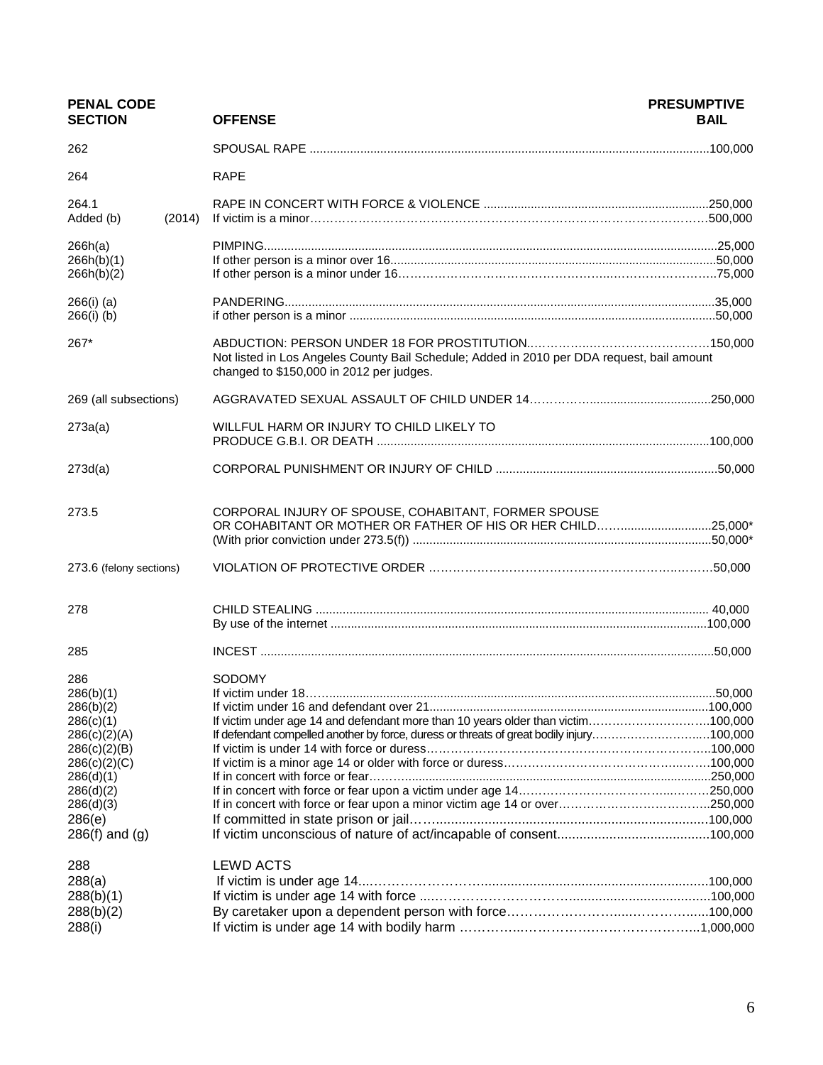| PENAL CODE SECTION | OFFENSE | PRESUMPTIVE BAIL |
|---|---|---|
| 262 | SPOUSAL RAPE | 100,000 |
| 264 | RAPE | |
| 264.1 | RAPE IN CONCERT WITH FORCE & VIOLENCE | 250,000 |
| Added (b) (2014) | If victim is a minor | 500,000 |
| 266h(a) | PIMPING | 25,000 |
| 266h(b)(1) | If other person is a minor over 16 | 50,000 |
| 266h(b)(2) | If other person is a minor under 16 | 75,000 |
| 266(i) (a) | PANDERING | 35,000 |
| 266(i) (b) | if other person is a minor | 50,000 |
| 267* | ABDUCTION: PERSON UNDER 18 FOR PROSTITUTION<br>Not listed in Los Angeles County Bail Schedule; Added in 2010 per DDA request, bail amount changed to $150,000 in 2012 per judges. | 150,000 |
| 269 (all subsections) | AGGRAVATED SEXUAL ASSAULT OF CHILD UNDER 14 | 250,000 |
| 273a(a) | WILLFUL HARM OR INJURY TO CHILD LIKELY TO PRODUCE G.B.I. OR DEATH | 100,000 |
| 273d(a) | CORPORAL PUNISHMENT OR INJURY OF CHILD | 50,000 |
| 273.5 | CORPORAL INJURY OF SPOUSE, COHABITANT, FORMER SPOUSE OR COHABITANT OR MOTHER OR FATHER OF HIS OR HER CHILD | 25,000* |
| | (With prior conviction under 273.5(f)) | 50,000* |
| 273.6 (felony sections) | VIOLATION OF PROTECTIVE ORDER | 50,000 |
| 278 | CHILD STEALING | 40,000 |
| | By use of the internet | 100,000 |
| 285 | INCEST | 50,000 |
| 286 | SODOMY | |
| 286(b)(1) | If victim under 18 | 50,000 |
| 286(b)(2) | If victim under 16 and defendant over 21 | 100,000 |
| 286(c)(1) | If victim under age 14 and defendant more than 10 years older than victim | 100,000 |
| 286(c)(2)(A) | If defendant compelled another by force, duress or threats of great bodily injury | 100,000 |
| 286(c)(2)(B) | If victim is under 14 with force or duress | 100,000 |
| 286(c)(2)(C) | If victim is a minor age 14 or older with force or duress | 100,000 |
| 286(d)(1) | If in concert with force or fear | 250,000 |
| 286(d)(2) | If in concert with force or fear upon a victim under age 14 | 250,000 |
| 286(d)(3) | If in concert with force or fear upon a minor victim age 14 or over | 250,000 |
| 286(e) | If committed in state prison or jail | 100,000 |
| 286(f) and (g) | If victim unconscious of nature of act/incapable of consent | 100,000 |
| 288 | LEWD ACTS | |
| 288(a) | If victim is under age 14 | 100,000 |
| 288(b)(1) | If victim is under age 14 with force | 100,000 |
| 288(b)(2) | By caretaker upon a dependent person with force | 100,000 |
| 288(i) | If victim is under age 14 with bodily harm | 1,000,000 |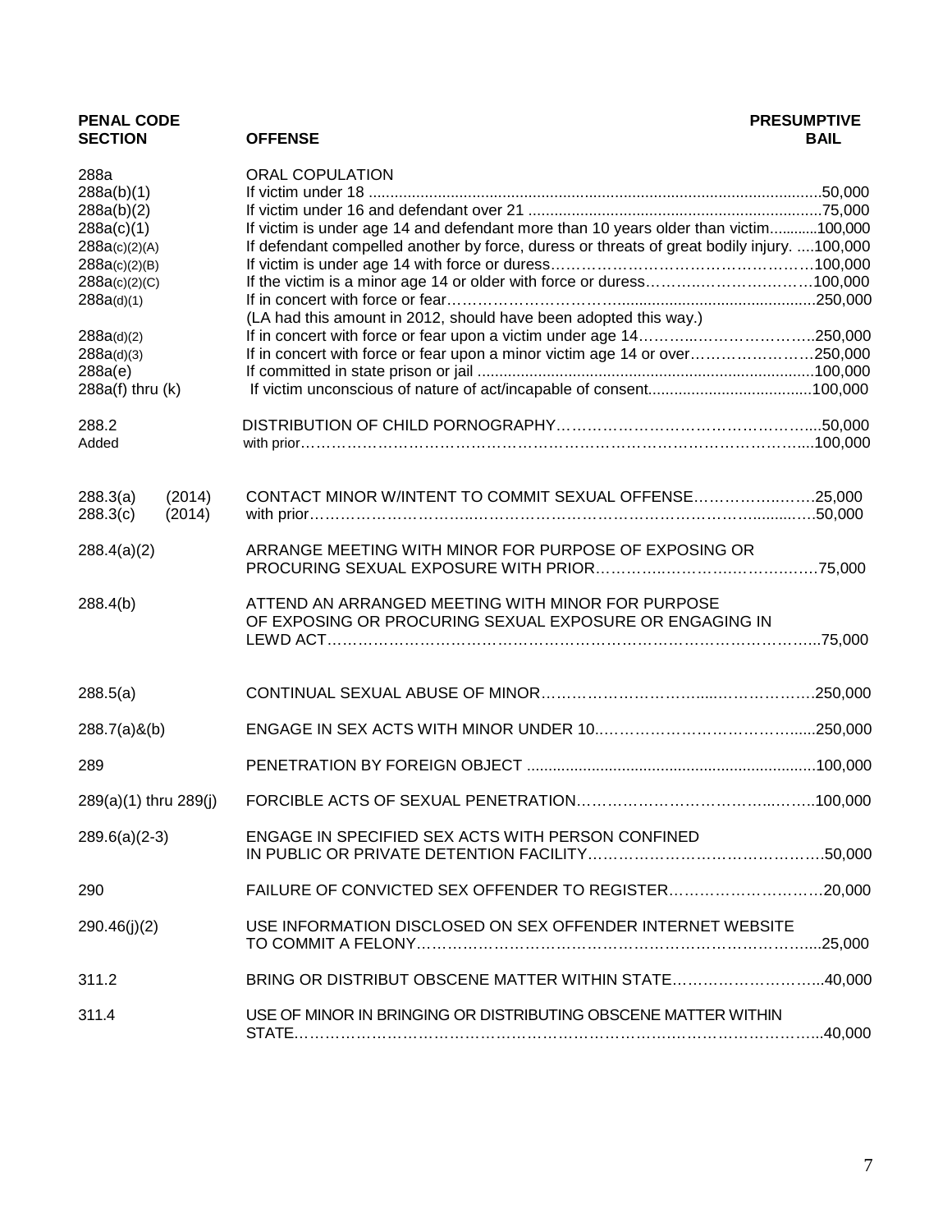| PENAL CODE SECTION | OFFENSE | PRESUMPTIVE BAIL |
|---|---|---|
| 288a | ORAL COPULATION | |
| 288a(b)(1) | If victim under 18 | 50,000 |
| 288a(b)(2) | If victim under 16 and defendant over 21 | 75,000 |
| 288a(c)(1) | If victim is under age 14 and defendant more than 10 years older than victim | 100,000 |
| 288a(c)(2)(A) | If defendant compelled another by force, duress or threats of great bodily injury. | 100,000 |
| 288a(c)(2)(B) | If victim is under age 14 with force or duress | 100,000 |
| 288a(c)(2)(C) | If the victim is a minor age 14 or older with force or duress | 100,000 |
| 288a(d)(1) | If in concert with force or fear (LA had this amount in 2012, should have been adopted this way.) | 250,000 |
| 288a(d)(2) | If in concert with force or fear upon a victim under age 14 | 250,000 |
| 288a(d)(3) | If in concert with force or fear upon a minor victim age 14 or over | 250,000 |
| 288a(e) | If committed in state prison or jail | 100,000 |
| 288a(f) thru (k) | If victim unconscious of nature of act/incapable of consent | 100,000 |
| 288.2 | DISTRIBUTION OF CHILD PORNOGRAPHY | 50,000 |
| Added | with prior | 100,000 |
| 288.3(a) (2014) | CONTACT MINOR W/INTENT TO COMMIT SEXUAL OFFENSE | 25,000 |
| 288.3(c) (2014) | with prior | 50,000 |
| 288.4(a)(2) | ARRANGE MEETING WITH MINOR FOR PURPOSE OF EXPOSING OR PROCURING SEXUAL EXPOSURE WITH PRIOR | 75,000 |
| 288.4(b) | ATTEND AN ARRANGED MEETING WITH MINOR FOR PURPOSE OF EXPOSING OR PROCURING SEXUAL EXPOSURE OR ENGAGING IN LEWD ACT | 75,000 |
| 288.5(a) | CONTINUAL SEXUAL ABUSE OF MINOR | 250,000 |
| 288.7(a)&(b) | ENGAGE IN SEX ACTS WITH MINOR UNDER 10 | 250,000 |
| 289 | PENETRATION BY FOREIGN OBJECT | 100,000 |
| 289(a)(1) thru 289(j) | FORCIBLE ACTS OF SEXUAL PENETRATION | 100,000 |
| 289.6(a)(2-3) | ENGAGE IN SPECIFIED SEX ACTS WITH PERSON CONFINED IN PUBLIC OR PRIVATE DETENTION FACILITY | 50,000 |
| 290 | FAILURE OF CONVICTED SEX OFFENDER TO REGISTER | 20,000 |
| 290.46(j)(2) | USE INFORMATION DISCLOSED ON SEX OFFENDER INTERNET WEBSITE TO COMMIT A FELONY | 25,000 |
| 311.2 | BRING OR DISTRIBUT OBSCENE MATTER WITHIN STATE | 40,000 |
| 311.4 | USE OF MINOR IN BRINGING OR DISTRIBUTING OBSCENE MATTER WITHIN STATE | 40,000 |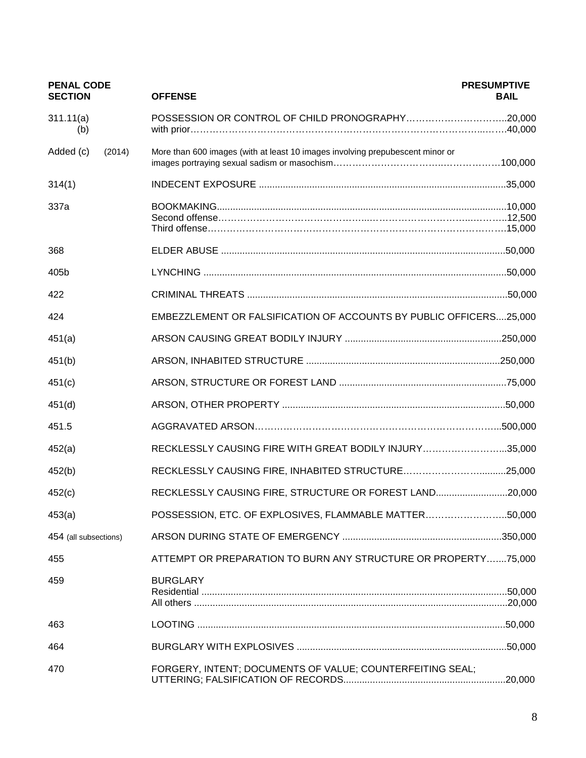| PENAL CODE SECTION | OFFENSE | PRESUMPTIVE BAIL |
|---|---|---|
| 311.11(a) | POSSESSION OR CONTROL OF CHILD PRONOGRAPHY | 20,000 |
| (b) | with prior | 40,000 |
| Added (c) (2014) | More than 600 images (with at least 10 images involving prepubescent minor or images portraying sexual sadism or masochism | 100,000 |
| 314(1) | INDECENT EXPOSURE | 35,000 |
| 337a | BOOKMAKING | 10,000 |
| | Second offense | 12,500 |
| | Third offense | 15,000 |
| 368 | ELDER ABUSE | 50,000 |
| 405b | LYNCHING | 50,000 |
| 422 | CRIMINAL THREATS | 50,000 |
| 424 | EMBEZZLEMENT OR FALSIFICATION OF ACCOUNTS BY PUBLIC OFFICERS | 25,000 |
| 451(a) | ARSON CAUSING GREAT BODILY INJURY | 250,000 |
| 451(b) | ARSON, INHABITED STRUCTURE | 250,000 |
| 451(c) | ARSON, STRUCTURE OR FOREST LAND | 75,000 |
| 451(d) | ARSON, OTHER PROPERTY | 50,000 |
| 451.5 | AGGRAVATED ARSON | 500,000 |
| 452(a) | RECKLESSLY CAUSING FIRE WITH GREAT BODILY INJURY | 35,000 |
| 452(b) | RECKLESSLY CAUSING FIRE, INHABITED STRUCTURE | 25,000 |
| 452(c) | RECKLESSLY CAUSING FIRE, STRUCTURE OR FOREST LAND | 20,000 |
| 453(a) | POSSESSION, ETC. OF EXPLOSIVES, FLAMMABLE MATTER | 50,000 |
| 454 (all subsections) | ARSON DURING STATE OF EMERGENCY | 350,000 |
| 455 | ATTEMPT OR PREPARATION TO BURN ANY STRUCTURE OR PROPERTY | 75,000 |
| 459 | BURGLARY | |
| | Residential | 50,000 |
| | All others | 20,000 |
| 463 | LOOTING | 50,000 |
| 464 | BURGLARY WITH EXPLOSIVES | 50,000 |
| 470 | FORGERY, INTENT; DOCUMENTS OF VALUE; COUNTERFEITING SEAL; UTTERING; FALSIFICATION OF RECORDS | 20,000 |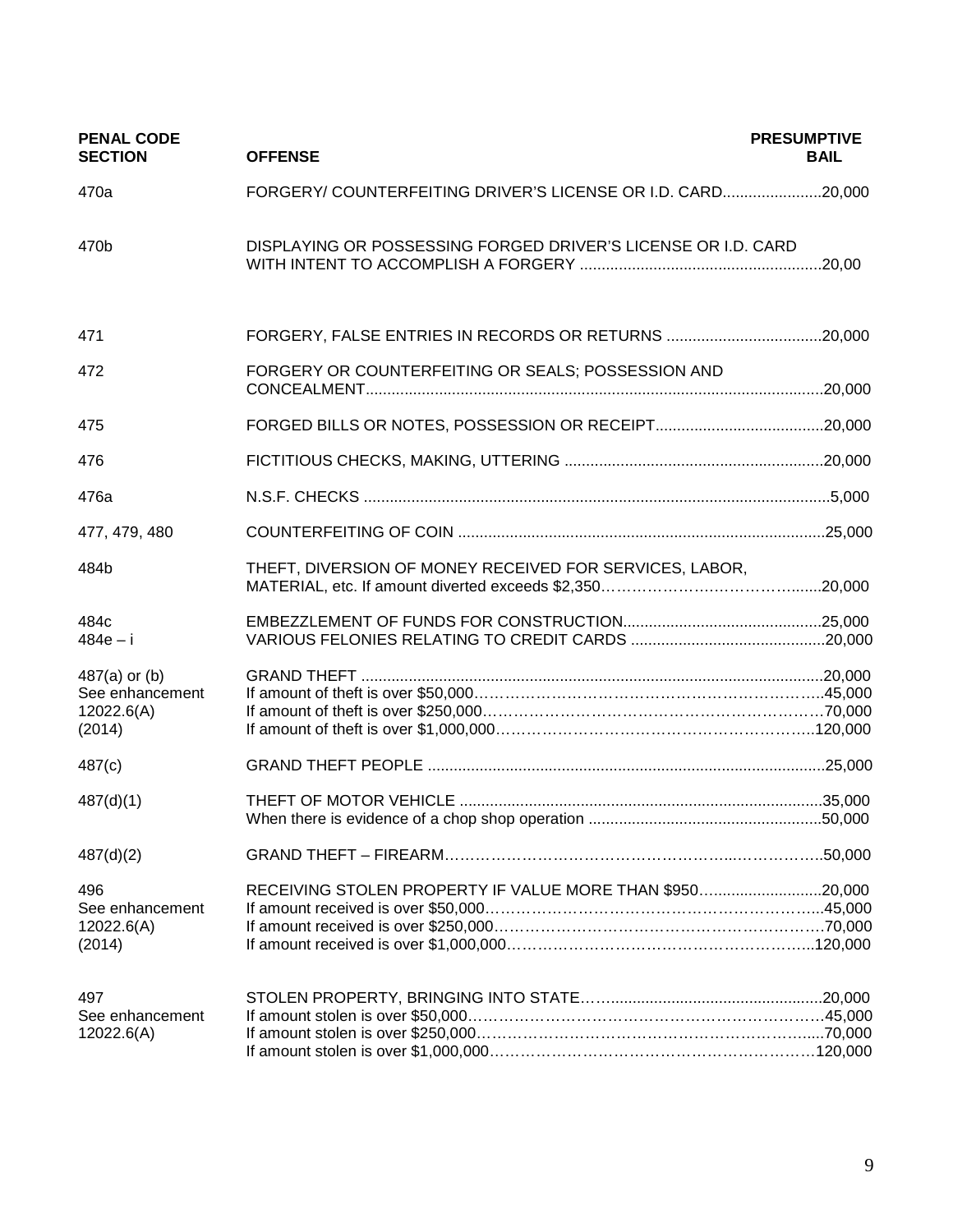| PENAL CODE SECTION | OFFENSE | PRESUMPTIVE BAIL |
|---|---|---|
| 470a | FORGERY/ COUNTERFEITING DRIVER'S LICENSE OR I.D. CARD | 20,000 |
| 470b | DISPLAYING OR POSSESSING FORGED DRIVER'S LICENSE OR I.D. CARD WITH INTENT TO ACCOMPLISH A FORGERY | 20,00 |
| 471 | FORGERY, FALSE ENTRIES IN RECORDS OR RETURNS | 20,000 |
| 472 | FORGERY OR COUNTERFEITING OR SEALS; POSSESSION AND CONCEALMENT | 20,000 |
| 475 | FORGED BILLS OR NOTES, POSSESSION OR RECEIPT | 20,000 |
| 476 | FICTITIOUS CHECKS, MAKING, UTTERING | 20,000 |
| 476a | N.S.F. CHECKS | 5,000 |
| 477, 479, 480 | COUNTERFEITING OF COIN | 25,000 |
| 484b | THEFT, DIVERSION OF MONEY RECEIVED FOR SERVICES, LABOR, MATERIAL, etc. If amount diverted exceeds $2,350 | 20,000 |
| 484c | EMBEZZLEMENT OF FUNDS FOR CONSTRUCTION | 25,000 |
| 484e – i | VARIOUS FELONIES RELATING TO CREDIT CARDS | 20,000 |
| 487(a) or (b) | GRAND THEFT | 20,000 |
| See enhancement | If amount of theft is over $50,000 | 45,000 |
| 12022.6(A) | If amount of theft is over $250,000 | 70,000 |
| (2014) | If amount of theft is over $1,000,000 | 120,000 |
| 487(c) | GRAND THEFT PEOPLE | 25,000 |
| 487(d)(1) | THEFT OF MOTOR VEHICLE | 35,000 |
| | When there is evidence of a chop shop operation | 50,000 |
| 487(d)(2) | GRAND THEFT – FIREARM | 50,000 |
| 496 | RECEIVING STOLEN PROPERTY IF VALUE MORE THAN $950 | 20,000 |
| See enhancement | If amount received is over $50,000 | 45,000 |
| 12022.6(A) | If amount received is over $250,000 | 70,000 |
| (2014) | If amount received is over $1,000,000 | 120,000 |
| 497 | STOLEN PROPERTY, BRINGING INTO STATE | 20,000 |
| See enhancement | If amount stolen is over $50,000 | 45,000 |
| 12022.6(A) | If amount stolen is over $250,000 | 70,000 |
| | If amount stolen is over $1,000,000 | 120,000 |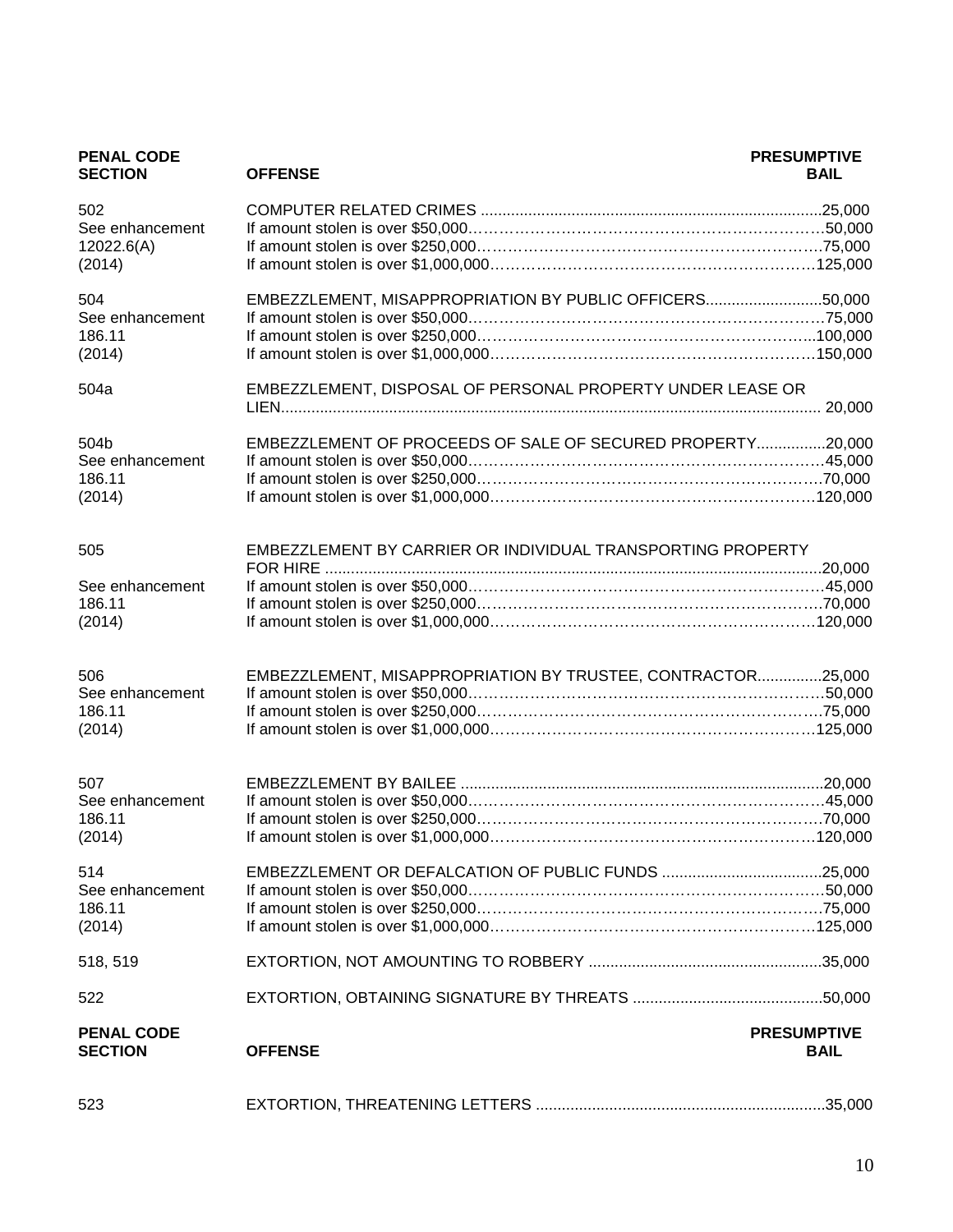| PENAL CODE SECTION | OFFENSE | PRESUMPTIVE BAIL |
|---|---|---|
| 502 | COMPUTER RELATED CRIMES | 25,000 |
| See enhancement | If amount stolen is over $50,000 | 50,000 |
| 12022.6(A) | If amount stolen is over $250,000 | 75,000 |
| (2014) | If amount stolen is over $1,000,000 | 125,000 |
| 504 | EMBEZZLEMENT, MISAPPROPRIATION BY PUBLIC OFFICERS | 50,000 |
| See enhancement | If amount stolen is over $50,000 | 75,000 |
| 186.11 | If amount stolen is over $250,000 | 100,000 |
| (2014) | If amount stolen is over $1,000,000 | 150,000 |
| 504a | EMBEZZLEMENT, DISPOSAL OF PERSONAL PROPERTY UNDER LEASE OR LIEN | 20,000 |
| 504b | EMBEZZLEMENT OF PROCEEDS OF SALE OF SECURED PROPERTY | 20,000 |
| See enhancement | If amount stolen is over $50,000 | 45,000 |
| 186.11 | If amount stolen is over $250,000 | 70,000 |
| (2014) | If amount stolen is over $1,000,000 | 120,000 |
| 505 | EMBEZZLEMENT BY CARRIER OR INDIVIDUAL TRANSPORTING PROPERTY FOR HIRE | 20,000 |
| See enhancement | If amount stolen is over $50,000 | 45,000 |
| 186.11 | If amount stolen is over $250,000 | 70,000 |
| (2014) | If amount stolen is over $1,000,000 | 120,000 |
| 506 | EMBEZZLEMENT, MISAPPROPRIATION BY TRUSTEE, CONTRACTOR | 25,000 |
| See enhancement | If amount stolen is over $50,000 | 50,000 |
| 186.11 | If amount stolen is over $250,000 | 75,000 |
| (2014) | If amount stolen is over $1,000,000 | 125,000 |
| 507 | EMBEZZLEMENT BY BAILEE | 20,000 |
| See enhancement | If amount stolen is over $50,000 | 45,000 |
| 186.11 | If amount stolen is over $250,000 | 70,000 |
| (2014) | If amount stolen is over $1,000,000 | 120,000 |
| 514 | EMBEZZLEMENT OR DEFALCATION OF PUBLIC FUNDS | 25,000 |
| See enhancement | If amount stolen is over $50,000 | 50,000 |
| 186.11 | If amount stolen is over $250,000 | 75,000 |
| (2014) | If amount stolen is over $1,000,000 | 125,000 |
| 518, 519 | EXTORTION, NOT AMOUNTING TO ROBBERY | 35,000 |
| 522 | EXTORTION, OBTAINING SIGNATURE BY THREATS | 50,000 |
| 523 | EXTORTION, THREATENING LETTERS | 35,000 |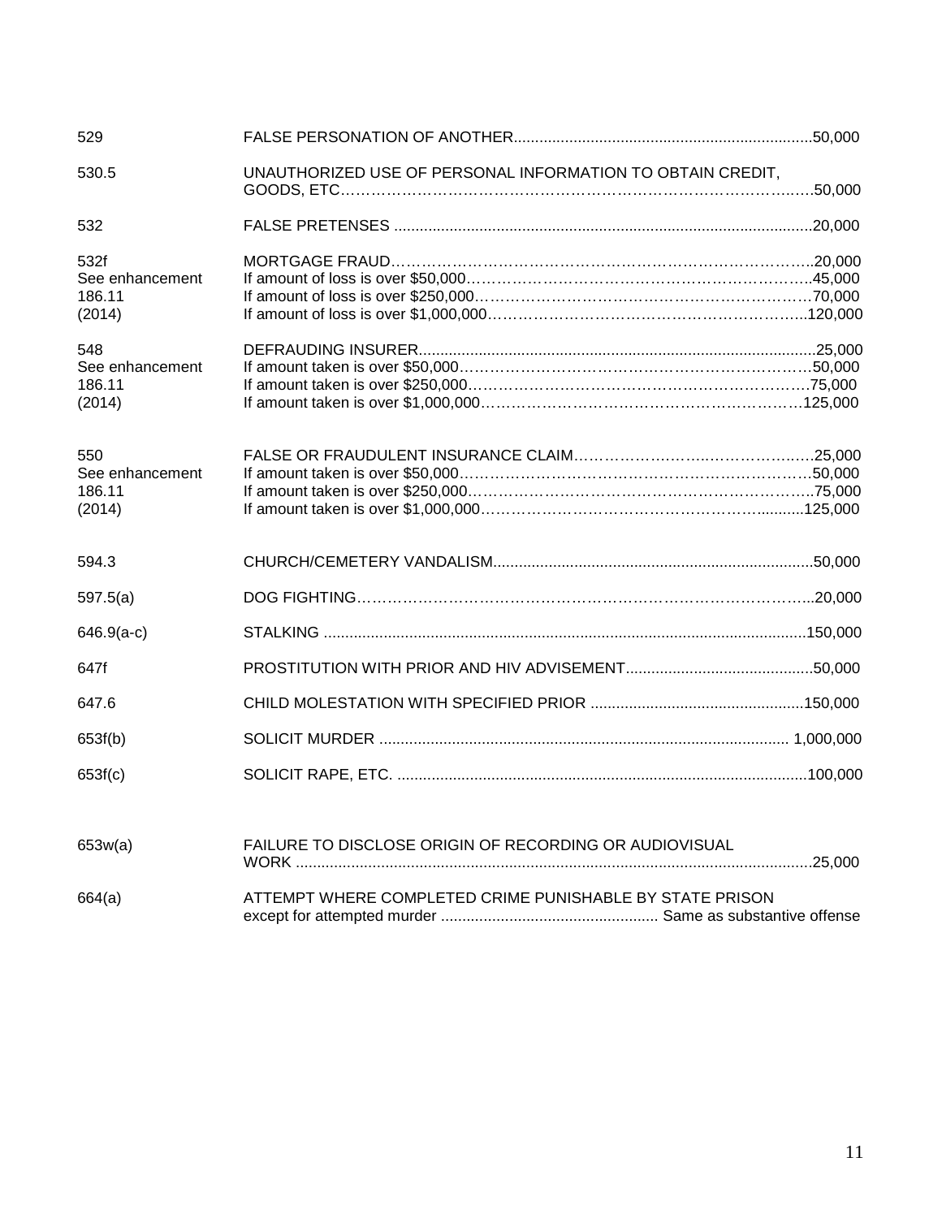| | | |
|---|---|---|
| 529 | FALSE PERSONATION OF ANOTHER | 50,000 |
| 530.5 | UNAUTHORIZED USE OF PERSONAL INFORMATION TO OBTAIN CREDIT, GOODS, ETC | 50,000 |
| 532 | FALSE PRETENSES | 20,000 |
| 532f | MORTGAGE FRAUD | 20,000 |
| See enhancement | If amount of loss is over $50,000 | 45,000 |
| 186.11 | If amount of loss is over $250,000 | 70,000 |
| (2014) | If amount of loss is over $1,000,000 | 120,000 |
| 548 | DEFRAUDING INSURER | 25,000 |
| See enhancement | If amount taken is over $50,000 | 50,000 |
| 186.11 | If amount taken is over $250,000 | 75,000 |
| (2014) | If amount taken is over $1,000,000 | 125,000 |
| 550 | FALSE OR FRAUDULENT INSURANCE CLAIM | 25,000 |
| See enhancement | If amount taken is over $50,000 | 50,000 |
| 186.11 | If amount taken is over $250,000 | 75,000 |
| (2014) | If amount taken is over $1,000,000 | 125,000 |
| 594.3 | CHURCH/CEMETERY VANDALISM | 50,000 |
| 597.5(a) | DOG FIGHTING | 20,000 |
| 646.9(a-c) | STALKING | 150,000 |
| 647f | PROSTITUTION WITH PRIOR AND HIV ADVISEMENT | 50,000 |
| 647.6 | CHILD MOLESTATION WITH SPECIFIED PRIOR | 150,000 |
| 653f(b) | SOLICIT MURDER | 1,000,000 |
| 653f(c) | SOLICIT RAPE, ETC. | 100,000 |
| 653w(a) | FAILURE TO DISCLOSE ORIGIN OF RECORDING OR AUDIOVISUAL WORK | 25,000 |
| 664(a) | ATTEMPT WHERE COMPLETED CRIME PUNISHABLE BY STATE PRISON except for attempted murder | Same as substantive offense |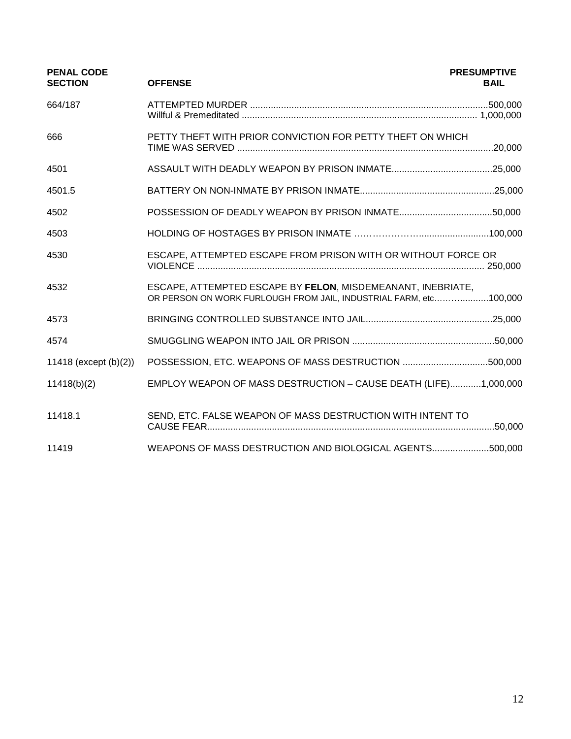| PENAL CODE SECTION | OFFENSE | PRESUMPTIVE BAIL |
|---|---|---|
| 664/187 | ATTEMPTED MURDER<br>Willful & Premeditated | 500,000<br>1,000,000 |
| 666 | PETTY THEFT WITH PRIOR CONVICTION FOR PETTY THEFT ON WHICH TIME WAS SERVED | 20,000 |
| 4501 | ASSAULT WITH DEADLY WEAPON BY PRISON INMATE | 25,000 |
| 4501.5 | BATTERY ON NON-INMATE BY PRISON INMATE | 25,000 |
| 4502 | POSSESSION OF DEADLY WEAPON BY PRISON INMATE | 50,000 |
| 4503 | HOLDING OF HOSTAGES BY PRISON INMATE | 100,000 |
| 4530 | ESCAPE, ATTEMPTED ESCAPE FROM PRISON WITH OR WITHOUT FORCE OR VIOLENCE | 250,000 |
| 4532 | ESCAPE, ATTEMPTED ESCAPE BY **FELON**, MISDEMEANANT, INEBRIATE, OR PERSON ON WORK FURLOUGH FROM JAIL, INDUSTRIAL FARM, etc | 100,000 |
| 4573 | BRINGING CONTROLLED SUBSTANCE INTO JAIL | 25,000 |
| 4574 | SMUGGLING WEAPON INTO JAIL OR PRISON | 50,000 |
| 11418 (except (b)(2)) | POSSESSION, ETC. WEAPONS OF MASS DESTRUCTION | 500,000 |
| 11418(b)(2) | EMPLOY WEAPON OF MASS DESTRUCTION – CAUSE DEATH (LIFE) | 1,000,000 |
| 11418.1 | SEND, ETC. FALSE WEAPON OF MASS DESTRUCTION WITH INTENT TO CAUSE FEAR | 50,000 |
| 11419 | WEAPONS OF MASS DESTRUCTION AND BIOLOGICAL AGENTS | 500,000 |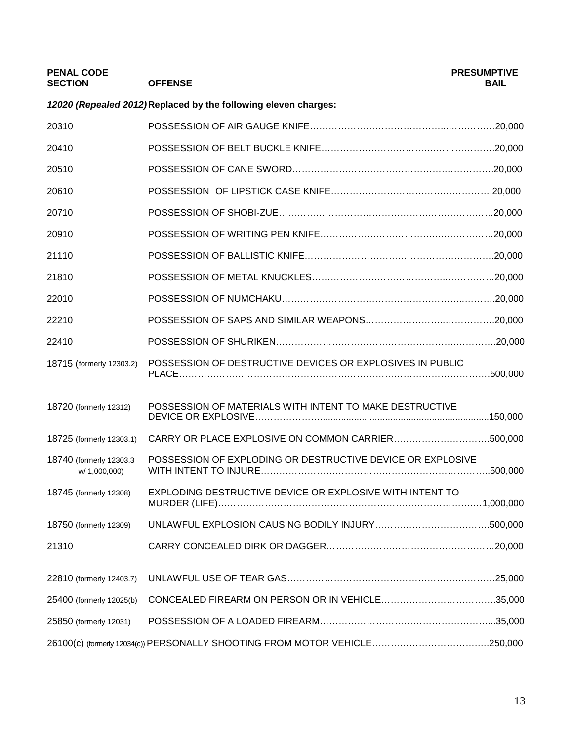| PENAL CODE SECTION | OFFENSE | PRESUMPTIVE BAIL |
|---|---|---|
| ***12020 (Repealed 2012)*** | **Replaced by the following eleven charges:** | |
| 20310 | POSSESSION OF AIR GAUGE KNIFE | 20,000 |
| 20410 | POSSESSION OF BELT BUCKLE KNIFE | 20,000 |
| 20510 | POSSESSION OF CANE SWORD | 20,000 |
| 20610 | POSSESSION OF LIPSTICK CASE KNIFE | 20,000 |
| 20710 | POSSESSION OF SHOBI-ZUE | 20,000 |
| 20910 | POSSESSION OF WRITING PEN KNIFE | 20,000 |
| 21110 | POSSESSION OF BALLISTIC KNIFE | 20,000 |
| 21810 | POSSESSION OF METAL KNUCKLES | 20,000 |
| 22010 | POSSESSION OF NUMCHAKU | 20,000 |
| 22210 | POSSESSION OF SAPS AND SIMILAR WEAPONS | 20,000 |
| 22410 | POSSESSION OF SHURIKEN | 20,000 |
| 18715 (formerly 12303.2) | POSSESSION OF DESTRUCTIVE DEVICES OR EXPLOSIVES IN PUBLIC PLACE | 500,000 |
| 18720 (formerly 12312) | POSSESSION OF MATERIALS WITH INTENT TO MAKE DESTRUCTIVE DEVICE OR EXPLOSIVE | 150,000 |
| 18725 (formerly 12303.1) | CARRY OR PLACE EXPLOSIVE ON COMMON CARRIER | 500,000 |
| 18740 (formerly 12303.3 w/ 1,000,000) | POSSESSION OF EXPLODING OR DESTRUCTIVE DEVICE OR EXPLOSIVE WITH INTENT TO INJURE | 500,000 |
| 18745 (formerly 12308) | EXPLODING DESTRUCTIVE DEVICE OR EXPLOSIVE WITH INTENT TO MURDER (LIFE) | 1,000,000 |
| 18750 (formerly 12309) | UNLAWFUL EXPLOSION CAUSING BODILY INJURY | 500,000 |
| 21310 | CARRY CONCEALED DIRK OR DAGGER | 20,000 |
| 22810 (formerly 12403.7) | UNLAWFUL USE OF TEAR GAS | 25,000 |
| 25400 (formerly 12025(b) | CONCEALED FIREARM ON PERSON OR IN VEHICLE | 35,000 |
| 25850 (formerly 12031) | POSSESSION OF A LOADED FIREARM | 35,000 |
| 26100(c) (formerly 12034(c)) | PERSONALLY SHOOTING FROM MOTOR VEHICLE | 250,000 |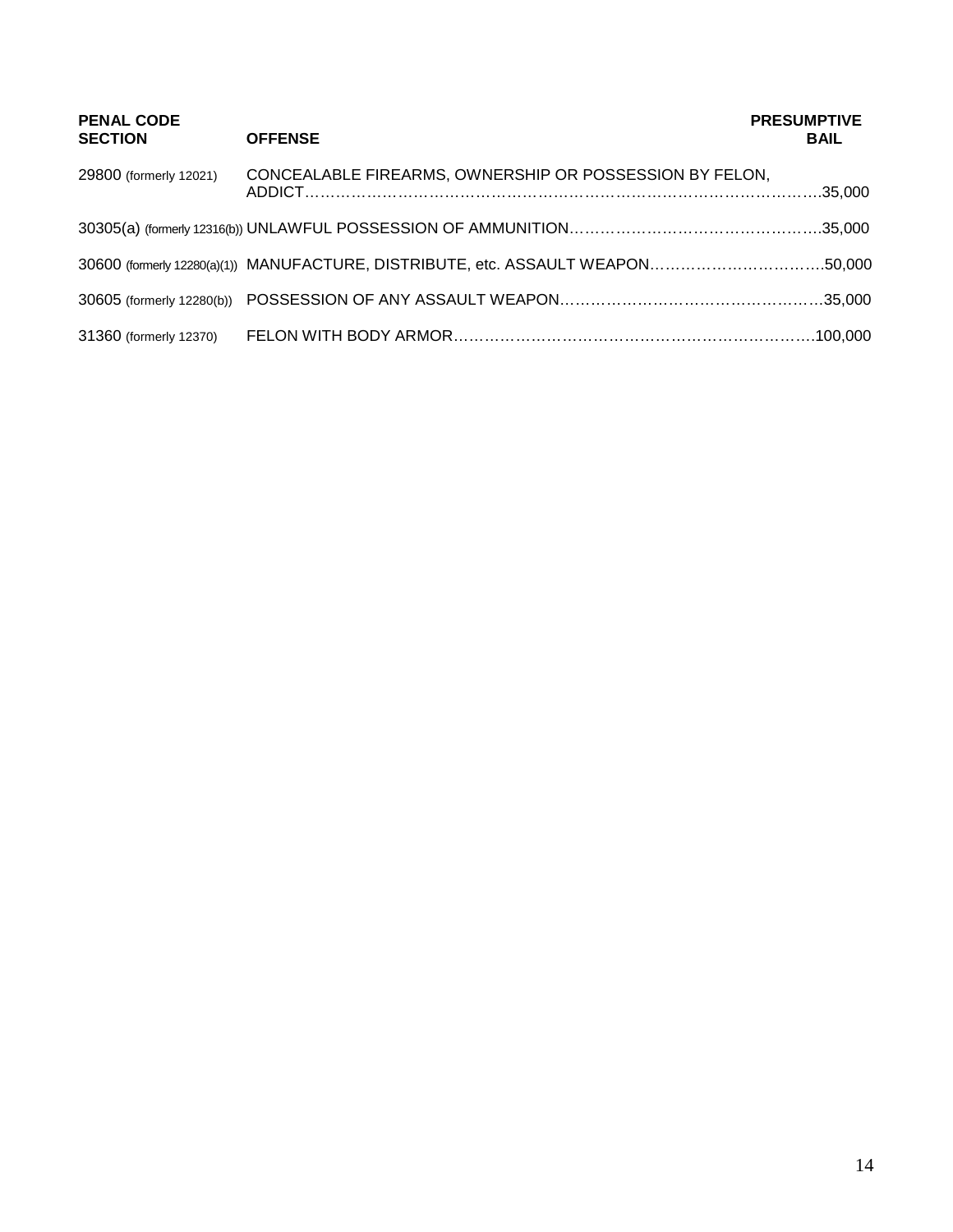| PENAL CODE SECTION | OFFENSE | PRESUMPTIVE BAIL |
|---|---|---|
| 29800 (formerly 12021) | CONCEALABLE FIREARMS, OWNERSHIP OR POSSESSION BY FELON, ADDICT | 35,000 |
| 30305(a) (formerly 12316(b)) | UNLAWFUL POSSESSION OF AMMUNITION | 35,000 |
| 30600 (formerly 12280(a)(1)) | MANUFACTURE, DISTRIBUTE, etc. ASSAULT WEAPON | 50,000 |
| 30605 (formerly 12280(b)) | POSSESSION OF ANY ASSAULT WEAPON | 35,000 |
| 31360 (formerly 12370) | FELON WITH BODY ARMOR | 100,000 |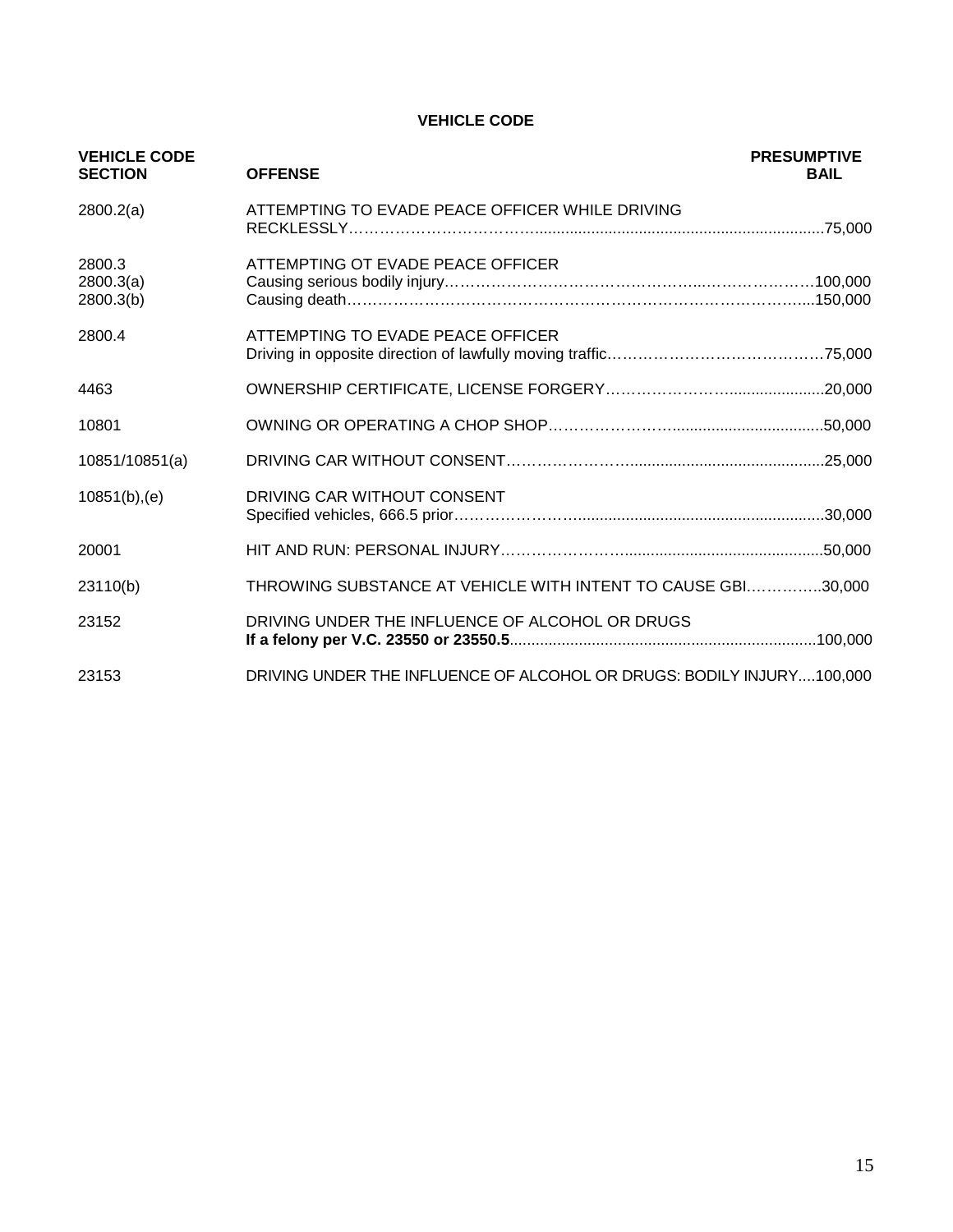# VEHICLE CODE

| VEHICLE CODE SECTION | OFFENSE | PRESUMPTIVE BAIL |
|---|---|---|
| 2800.2(a) | ATTEMPTING TO EVADE PEACE OFFICER WHILE DRIVING RECKLESSLY | 75,000 |
| 2800.3 | ATTEMPTING OT EVADE PEACE OFFICER | |
| 2800.3(a) | Causing serious bodily injury | 100,000 |
| 2800.3(b) | Causing death | 150,000 |
| 2800.4 | ATTEMPTING TO EVADE PEACE OFFICER Driving in opposite direction of lawfully moving traffic | 75,000 |
| 4463 | OWNERSHIP CERTIFICATE, LICENSE FORGERY | 20,000 |
| 10801 | OWNING OR OPERATING A CHOP SHOP | 50,000 |
| 10851/10851(a) | DRIVING CAR WITHOUT CONSENT | 25,000 |
| 10851(b),(e) | DRIVING CAR WITHOUT CONSENT Specified vehicles, 666.5 prior | 30,000 |
| 20001 | HIT AND RUN: PERSONAL INJURY | 50,000 |
| 23110(b) | THROWING SUBSTANCE AT VEHICLE WITH INTENT TO CAUSE GBI | 30,000 |
| 23152 | DRIVING UNDER THE INFLUENCE OF ALCOHOL OR DRUGS **If a felony per V.C. 23550 or 23550.5** | 100,000 |
| 23153 | DRIVING UNDER THE INFLUENCE OF ALCOHOL OR DRUGS: BODILY INJURY | 100,000 |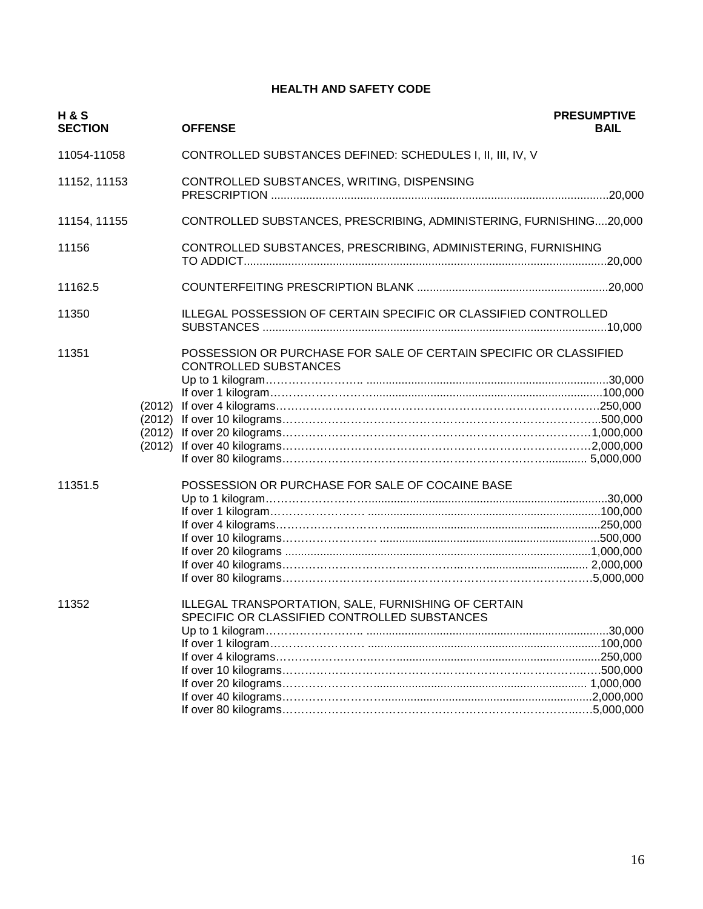## HEALTH AND SAFETY CODE

| H & S SECTION | | OFFENSE | PRESUMPTIVE BAIL |
|---|---|---|---|
| 11054-11058 | | CONTROLLED SUBSTANCES DEFINED: SCHEDULES I, II, III, IV, V | |
| 11152, 11153 | | CONTROLLED SUBSTANCES, WRITING, DISPENSING PRESCRIPTION | 20,000 |
| 11154, 11155 | | CONTROLLED SUBSTANCES, PRESCRIBING, ADMINISTERING, FURNISHING | 20,000 |
| 11156 | | CONTROLLED SUBSTANCES, PRESCRIBING, ADMINISTERING, FURNISHING TO ADDICT | 20,000 |
| 11162.5 | | COUNTERFEITING PRESCRIPTION BLANK | 20,000 |
| 11350 | | ILLEGAL POSSESSION OF CERTAIN SPECIFIC OR CLASSIFIED CONTROLLED SUBSTANCES | 10,000 |
| 11351 | | POSSESSION OR PURCHASE FOR SALE OF CERTAIN SPECIFIC OR CLASSIFIED CONTROLLED SUBSTANCES | |
| | | Up to 1 kilogram | 30,000 |
| | | If over 1 kilogram | 100,000 |
| | (2012) | If over 4 kilograms | 250,000 |
| | (2012) | If over 10 kilograms | 500,000 |
| | (2012) | If over 20 kilograms | 1,000,000 |
| | (2012) | If over 40 kilograms | 2,000,000 |
| | | If over 80 kilograms | 5,000,000 |
| 11351.5 | | POSSESSION OR PURCHASE FOR SALE OF COCAINE BASE | |
| | | Up to 1 kilogram | 30,000 |
| | | If over 1 kilogram | 100,000 |
| | | If over 4 kilograms | 250,000 |
| | | If over 10 kilograms | 500,000 |
| | | If over 20 kilograms | 1,000,000 |
| | | If over 40 kilograms | 2,000,000 |
| | | If over 80 kilograms | 5,000,000 |
| 11352 | | ILLEGAL TRANSPORTATION, SALE, FURNISHING OF CERTAIN SPECIFIC OR CLASSIFIED CONTROLLED SUBSTANCES | |
| | | Up to 1 kilogram | 30,000 |
| | | If over 1 kilogram | 100,000 |
| | | If over 4 kilograms | 250,000 |
| | | If over 10 kilograms | 500,000 |
| | | If over 20 kilograms | 1,000,000 |
| | | If over 40 kilograms | 2,000,000 |
| | | If over 80 kilograms | 5,000,000 |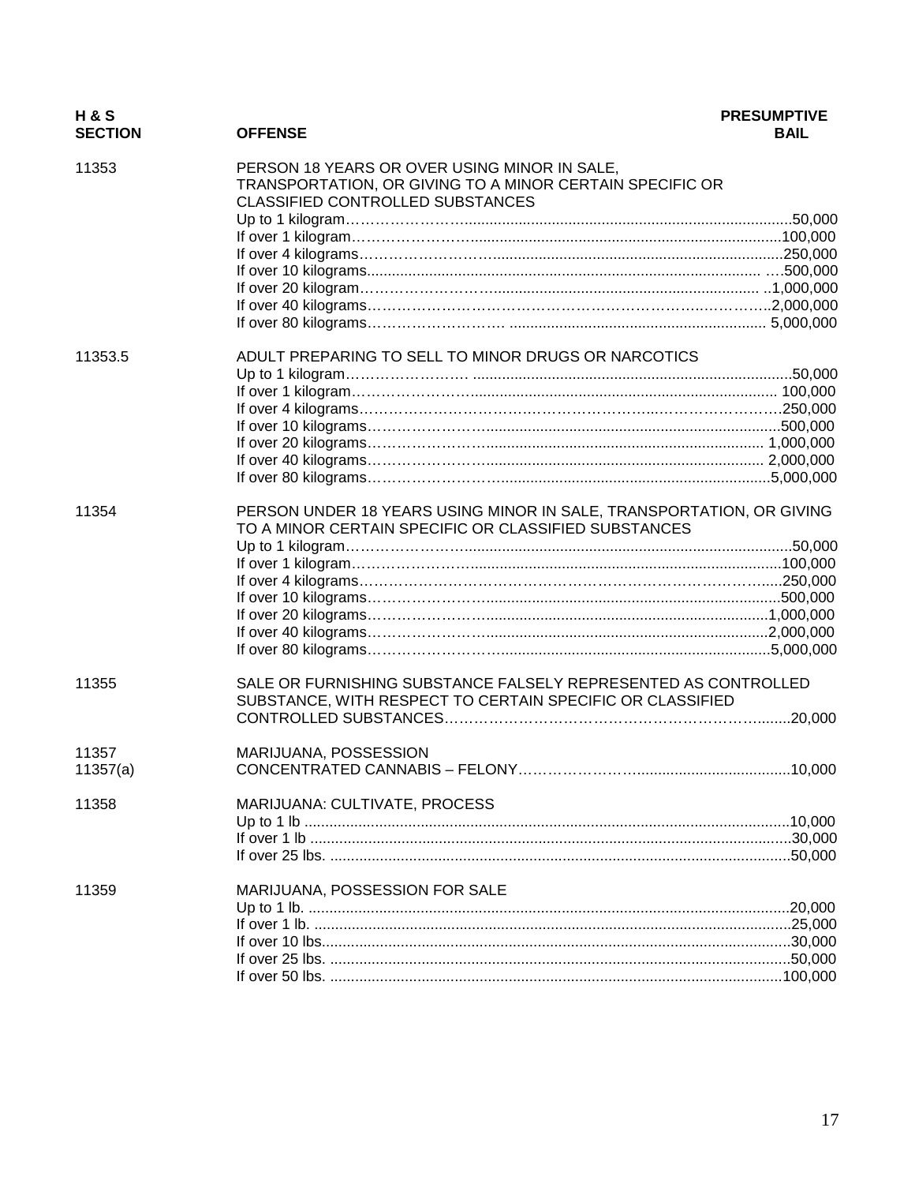| H & S SECTION | OFFENSE | PRESUMPTIVE BAIL |
| --- | --- | --- |
| 11353 | PERSON 18 YEARS OR OVER USING MINOR IN SALE, TRANSPORTATION, OR GIVING TO A MINOR CERTAIN SPECIFIC OR CLASSIFIED CONTROLLED SUBSTANCES | |
| | Up to 1 kilogram | 50,000 |
| | If over 1 kilogram | 100,000 |
| | If over 4 kilograms | 250,000 |
| | If over 10 kilograms | 500,000 |
| | If over 20 kilogram | 1,000,000 |
| | If over 40 kilograms | 2,000,000 |
| | If over 80 kilograms | 5,000,000 |
| 11353.5 | ADULT PREPARING TO SELL TO MINOR DRUGS OR NARCOTICS | |
| | Up to 1 kilogram | 50,000 |
| | If over 1 kilogram | 100,000 |
| | If over 4 kilograms | 250,000 |
| | If over 10 kilograms | 500,000 |
| | If over 20 kilograms | 1,000,000 |
| | If over 40 kilograms | 2,000,000 |
| | If over 80 kilograms | 5,000,000 |
| 11354 | PERSON UNDER 18 YEARS USING MINOR IN SALE, TRANSPORTATION, OR GIVING TO A MINOR CERTAIN SPECIFIC OR CLASSIFIED SUBSTANCES | |
| | Up to 1 kilogram | 50,000 |
| | If over 1 kilogram | 100,000 |
| | If over 4 kilograms | 250,000 |
| | If over 10 kilograms | 500,000 |
| | If over 20 kilograms | 1,000,000 |
| | If over 40 kilograms | 2,000,000 |
| | If over 80 kilograms | 5,000,000 |
| 11355 | SALE OR FURNISHING SUBSTANCE FALSELY REPRESENTED AS CONTROLLED SUBSTANCE, WITH RESPECT TO CERTAIN SPECIFIC OR CLASSIFIED CONTROLLED SUBSTANCES | 20,000 |
| 11357 | MARIJUANA, POSSESSION | |
| 11357(a) | CONCENTRATED CANNABIS – FELONY | 10,000 |
| 11358 | MARIJUANA: CULTIVATE, PROCESS | |
| | Up to 1 lb | 10,000 |
| | If over 1 lb | 30,000 |
| | If over 25 lbs. | 50,000 |
| 11359 | MARIJUANA, POSSESSION FOR SALE | |
| | Up to 1 lb. | 20,000 |
| | If over 1 lb. | 25,000 |
| | If over 10 lbs. | 30,000 |
| | If over 25 lbs. | 50,000 |
| | If over 50 lbs. | 100,000 |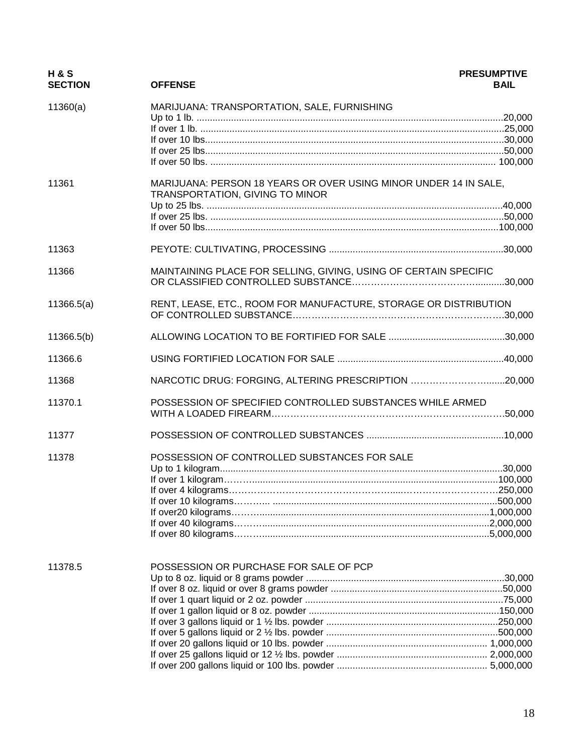| H & S SECTION | OFFENSE | PRESUMPTIVE BAIL |
|---|---|---|
| 11360(a) | MARIJUANA: TRANSPORTATION, SALE, FURNISHING | |
| | Up to 1 lb. | 20,000 |
| | If over 1 lb. | 25,000 |
| | If over 10 lbs. | 30,000 |
| | If over 25 lbs. | 50,000 |
| | If over 50 lbs. | 100,000 |
| 11361 | MARIJUANA: PERSON 18 YEARS OR OVER USING MINOR UNDER 14 IN SALE, TRANSPORTATION, GIVING TO MINOR | |
| | Up to 25 lbs. | 40,000 |
| | If over 25 lbs. | 50,000 |
| | If over 50 lbs. | 100,000 |
| 11363 | PEYOTE: CULTIVATING, PROCESSING | 30,000 |
| 11366 | MAINTAINING PLACE FOR SELLING, GIVING, USING OF CERTAIN SPECIFIC OR CLASSIFIED CONTROLLED SUBSTANCE | 30,000 |
| 11366.5(a) | RENT, LEASE, ETC., ROOM FOR MANUFACTURE, STORAGE OR DISTRIBUTION OF CONTROLLED SUBSTANCE | 30,000 |
| 11366.5(b) | ALLOWING LOCATION TO BE FORTIFIED FOR SALE | 30,000 |
| 11366.6 | USING FORTIFIED LOCATION FOR SALE | 40,000 |
| 11368 | NARCOTIC DRUG: FORGING, ALTERING PRESCRIPTION | 20,000 |
| 11370.1 | POSSESSION OF SPECIFIED CONTROLLED SUBSTANCES WHILE ARMED WITH A LOADED FIREARM | 50,000 |
| 11377 | POSSESSION OF CONTROLLED SUBSTANCES | 10,000 |
| 11378 | POSSESSION OF CONTROLLED SUBSTANCES FOR SALE | |
| | Up to 1 kilogram | 30,000 |
| | If over 1 kilogram | 100,000 |
| | If over 4 kilograms | 250,000 |
| | If over 10 kilograms | 500,000 |
| | If over20 kilograms | 1,000,000 |
| | If over 40 kilograms | 2,000,000 |
| | If over 80 kilograms | 5,000,000 |
| 11378.5 | POSSESSION OR PURCHASE FOR SALE OF PCP | |
| | Up to 8 oz. liquid or 8 grams powder | 30,000 |
| | If over 8 oz. liquid or over 8 grams powder | 50,000 |
| | If over 1 quart liquid or 2 oz. powder | 75,000 |
| | If over 1 gallon liquid or 8 oz. powder | 150,000 |
| | If over 3 gallons liquid or 1 ½ lbs. powder | 250,000 |
| | If over 5 gallons liquid or 2 ½ lbs. powder | 500,000 |
| | If over 20 gallons liquid or 10 lbs. powder | 1,000,000 |
| | If over 25 gallons liquid or 12 ½ lbs. powder | 2,000,000 |
| | If over 200 gallons liquid or 100 lbs. powder | 5,000,000 |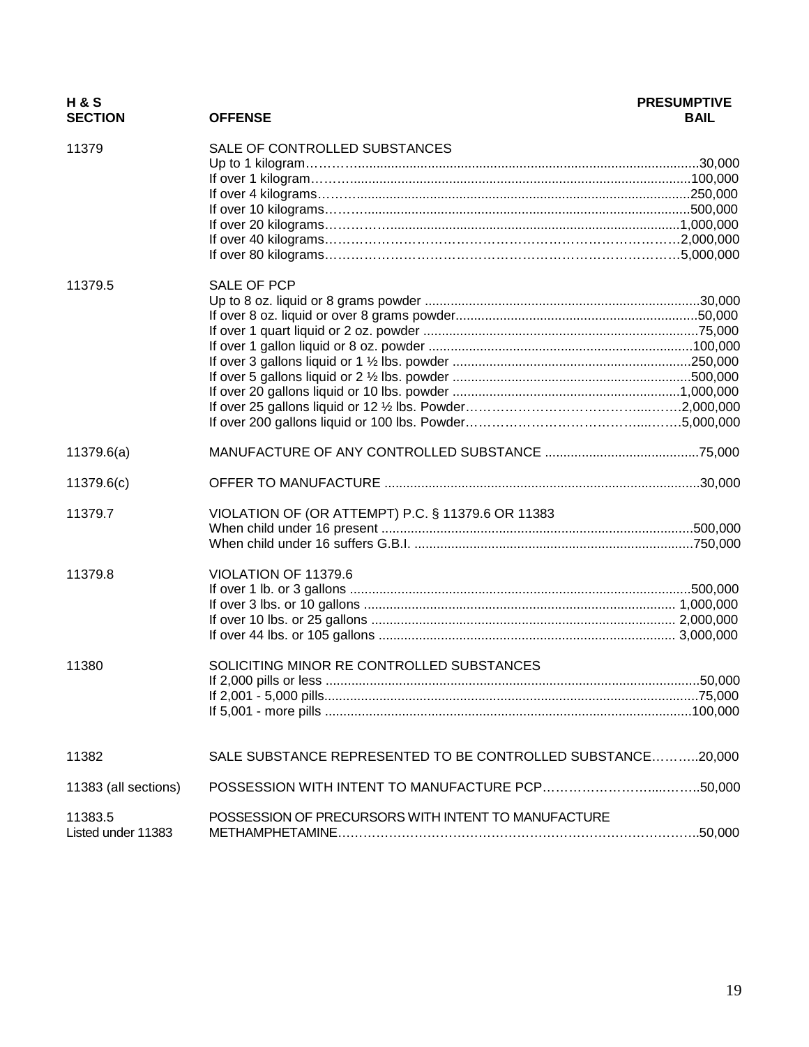| H & S SECTION | OFFENSE | PRESUMPTIVE BAIL |
|---|---|---|
| 11379 | SALE OF CONTROLLED SUBSTANCES | |
| | Up to 1 kilogram | 30,000 |
| | If over 1 kilogram | 100,000 |
| | If over 4 kilograms | 250,000 |
| | If over 10 kilograms | 500,000 |
| | If over 20 kilograms | 1,000,000 |
| | If over 40 kilograms | 2,000,000 |
| | If over 80 kilograms | 5,000,000 |
| 11379.5 | SALE OF PCP | |
| | Up to 8 oz. liquid or 8 grams powder | 30,000 |
| | If over 8 oz. liquid or over 8 grams powder | 50,000 |
| | If over 1 quart liquid or 2 oz. powder | 75,000 |
| | If over 1 gallon liquid or 8 oz. powder | 100,000 |
| | If over 3 gallons liquid or 1 ½ lbs. powder | 250,000 |
| | If over 5 gallons liquid or 2 ½ lbs. powder | 500,000 |
| | If over 20 gallons liquid or 10 lbs. powder | 1,000,000 |
| | If over 25 gallons liquid or 12 ½ lbs. Powder | 2,000,000 |
| | If over 200 gallons liquid or 100 lbs. Powder | 5,000,000 |
| 11379.6(a) | MANUFACTURE OF ANY CONTROLLED SUBSTANCE | 75,000 |
| 11379.6(c) | OFFER TO MANUFACTURE | 30,000 |
| 11379.7 | VIOLATION OF (OR ATTEMPT) P.C. § 11379.6 OR 11383 | |
| | When child under 16 present | 500,000 |
| | When child under 16 suffers G.B.I. | 750,000 |
| 11379.8 | VIOLATION OF 11379.6 | |
| | If over 1 lb. or 3 gallons | 500,000 |
| | If over 3 lbs. or 10 gallons | 1,000,000 |
| | If over 10 lbs. or 25 gallons | 2,000,000 |
| | If over 44 lbs. or 105 gallons | 3,000,000 |
| 11380 | SOLICITING MINOR RE CONTROLLED SUBSTANCES | |
| | If 2,000 pills or less | 50,000 |
| | If 2,001 - 5,000 pills | 75,000 |
| | If 5,001 - more pills | 100,000 |
| 11382 | SALE SUBSTANCE REPRESENTED TO BE CONTROLLED SUBSTANCE | 20,000 |
| 11383 (all sections) | POSSESSION WITH INTENT TO MANUFACTURE PCP | 50,000 |
| 11383.5 Listed under 11383 | POSSESSION OF PRECURSORS WITH INTENT TO MANUFACTURE METHAMPHETAMINE | 50,000 |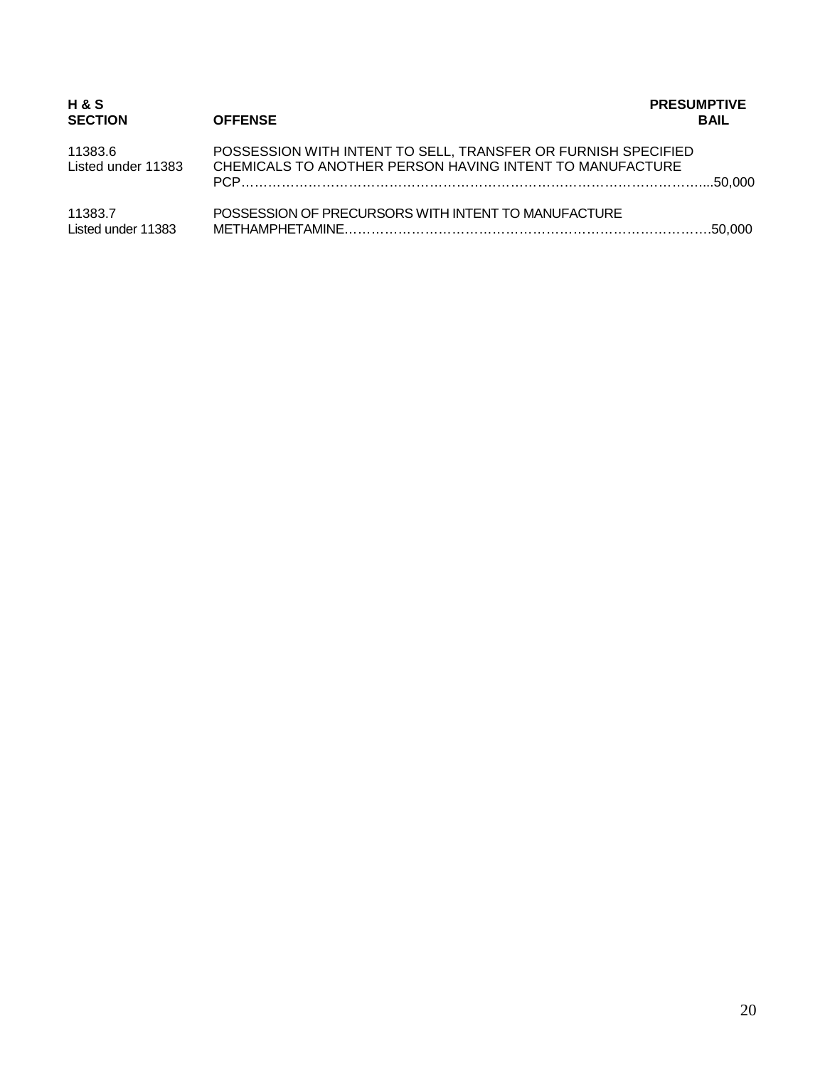| H & S SECTION | OFFENSE | PRESUMPTIVE BAIL |
|---|---|---|
| 11383.6 Listed under 11383 | POSSESSION WITH INTENT TO SELL, TRANSFER OR FURNISH SPECIFIED CHEMICALS TO ANOTHER PERSON HAVING INTENT TO MANUFACTURE PCP | 50,000 |
| 11383.7 Listed under 11383 | POSSESSION OF PRECURSORS WITH INTENT TO MANUFACTURE METHAMPHETAMINE | 50,000 |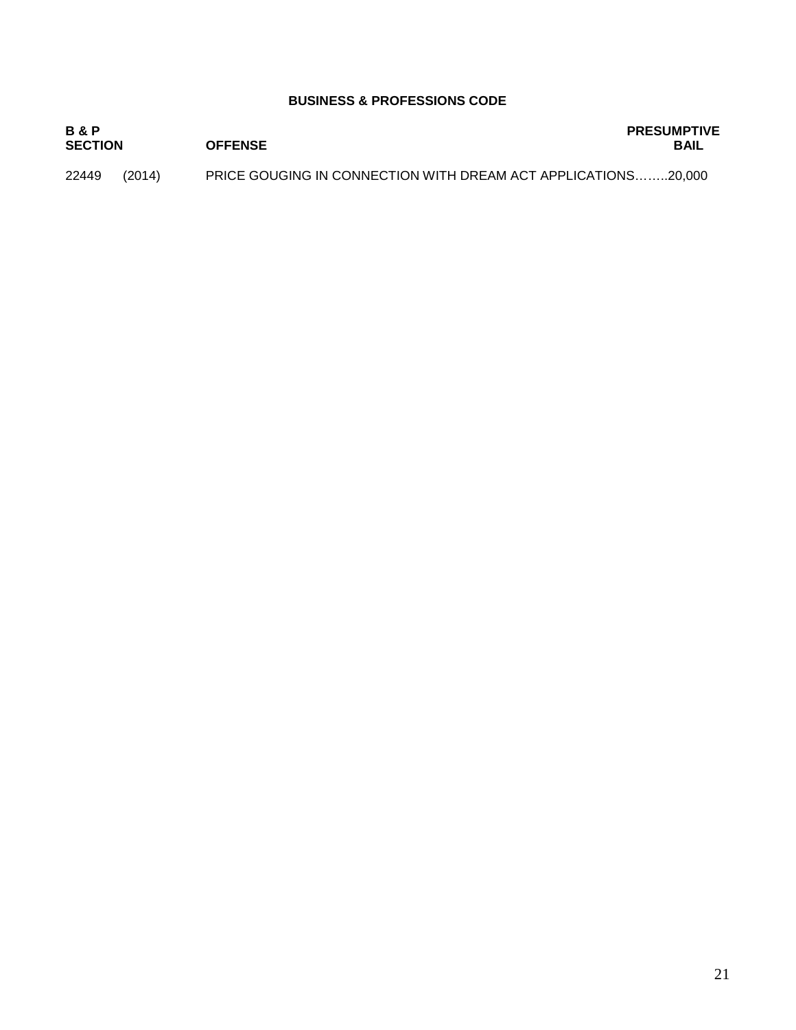## BUSINESS & PROFESSIONS CODE

| B & P SECTION | OFFENSE | PRESUMPTIVE BAIL |
|---|---|---|
| 22449 (2014) | PRICE GOUGING IN CONNECTION WITH DREAM ACT APPLICATIONS…….. | 20,000 |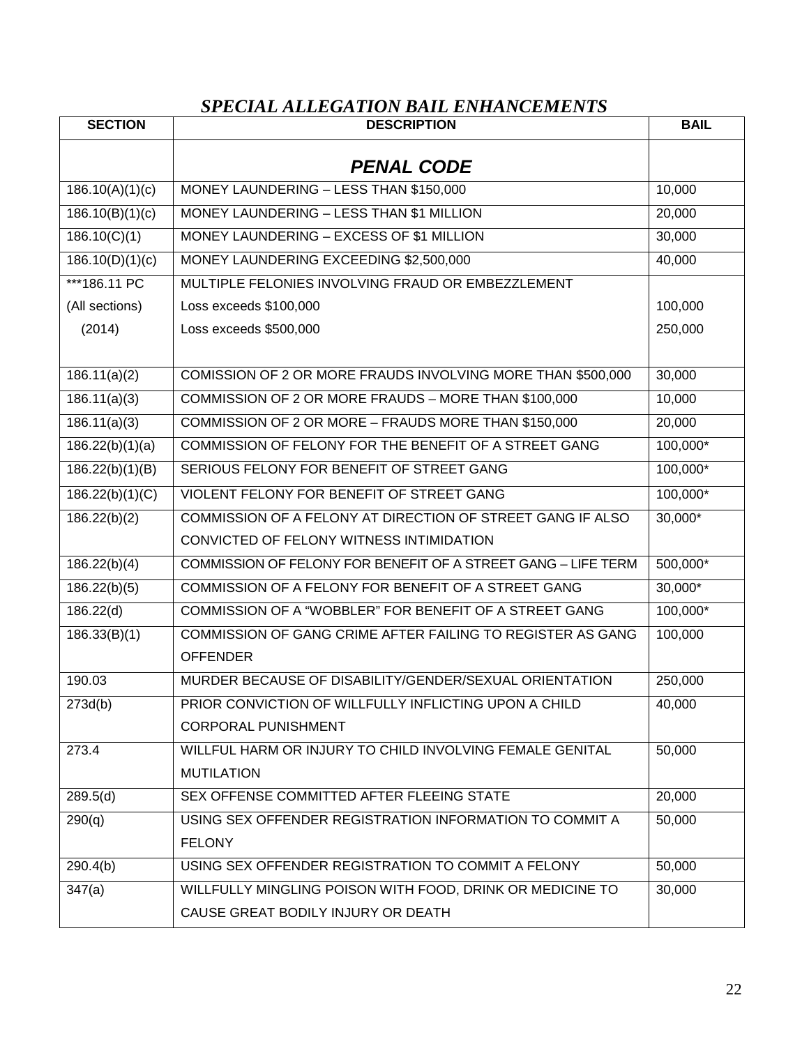# *SPECIAL ALLEGATION BAIL ENHANCEMENTS*

| SECTION | DESCRIPTION | BAIL |
|---|---|---|
| | ***PENAL CODE*** | |
| 186.10(A)(1)(c) | MONEY LAUNDERING – LESS THAN $150,000 | 10,000 |
| 186.10(B)(1)(c) | MONEY LAUNDERING – LESS THAN $1 MILLION | 20,000 |
| 186.10(C)(1) | MONEY LAUNDERING – EXCESS OF $1 MILLION | 30,000 |
| 186.10(D)(1)(c) | MONEY LAUNDERING EXCEEDING $2,500,000 | 40,000 |
| ***186.11 PC | MULTIPLE FELONIES INVOLVING FRAUD OR EMBEZZLEMENT | |
| (All sections) | Loss exceeds $100,000 | 100,000 |
| (2014) | Loss exceeds $500,000 | 250,000 |
| 186.11(a)(2) | COMISSION OF 2 OR MORE FRAUDS INVOLVING MORE THAN $500,000 | 30,000 |
| 186.11(a)(3) | COMMISSION OF 2 OR MORE FRAUDS – MORE THAN $100,000 | 10,000 |
| 186.11(a)(3) | COMMISSION OF 2 OR MORE – FRAUDS MORE THAN $150,000 | 20,000 |
| 186.22(b)(1)(a) | COMMISSION OF FELONY FOR THE BENEFIT OF A STREET GANG | 100,000* |
| 186.22(b)(1)(B) | SERIOUS FELONY FOR BENEFIT OF STREET GANG | 100,000* |
| 186.22(b)(1)(C) | VIOLENT FELONY FOR BENEFIT OF STREET GANG | 100,000* |
| 186.22(b)(2) | COMMISSION OF A FELONY AT DIRECTION OF STREET GANG IF ALSO CONVICTED OF FELONY WITNESS INTIMIDATION | 30,000* |
| 186.22(b)(4) | COMMISSION OF FELONY FOR BENEFIT OF A STREET GANG – LIFE TERM | 500,000* |
| 186.22(b)(5) | COMMISSION OF A FELONY FOR BENEFIT OF A STREET GANG | 30,000* |
| 186.22(d) | COMMISSION OF A "WOBBLER" FOR BENEFIT OF A STREET GANG | 100,000* |
| 186.33(B)(1) | COMMISSION OF GANG CRIME AFTER FAILING TO REGISTER AS GANG OFFENDER | 100,000 |
| 190.03 | MURDER BECAUSE OF DISABILITY/GENDER/SEXUAL ORIENTATION | 250,000 |
| 273d(b) | PRIOR CONVICTION OF WILLFULLY INFLICTING UPON A CHILD CORPORAL PUNISHMENT | 40,000 |
| 273.4 | WILLFUL HARM OR INJURY TO CHILD INVOLVING FEMALE GENITAL MUTILATION | 50,000 |
| 289.5(d) | SEX OFFENSE COMMITTED AFTER FLEEING STATE | 20,000 |
| 290(q) | USING SEX OFFENDER REGISTRATION INFORMATION TO COMMIT A FELONY | 50,000 |
| 290.4(b) | USING SEX OFFENDER REGISTRATION TO COMMIT A FELONY | 50,000 |
| 347(a) | WILLFULLY MINGLING POISON WITH FOOD, DRINK OR MEDICINE TO CAUSE GREAT BODILY INJURY OR DEATH | 30,000 |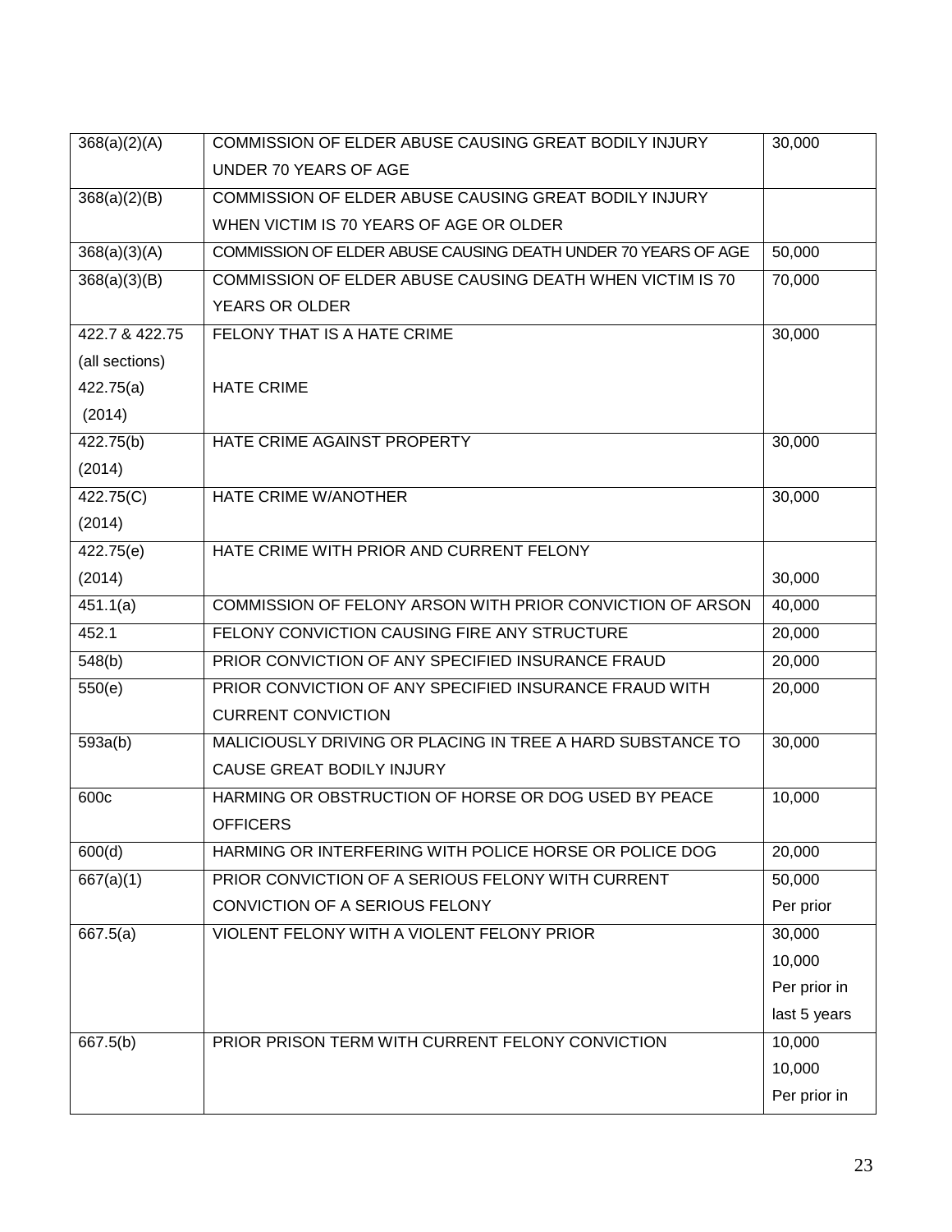| | | |
|---|---|---|
| 368(a)(2)(A) | COMMISSION OF ELDER ABUSE CAUSING GREAT BODILY INJURY UNDER 70 YEARS OF AGE | 30,000 |
| 368(a)(2)(B) | COMMISSION OF ELDER ABUSE CAUSING GREAT BODILY INJURY WHEN VICTIM IS 70 YEARS OF AGE OR OLDER | |
| 368(a)(3)(A) | COMMISSION OF ELDER ABUSE CAUSING DEATH UNDER 70 YEARS OF AGE | 50,000 |
| 368(a)(3)(B) | COMMISSION OF ELDER ABUSE CAUSING DEATH WHEN VICTIM IS 70 YEARS OR OLDER | 70,000 |
| 422.7 & 422.75 (all sections) 422.75(a) (2014) | FELONY THAT IS A HATE CRIME<br><br>HATE CRIME | 30,000 |
| 422.75(b) (2014) | HATE CRIME AGAINST PROPERTY | 30,000 |
| 422.75(C) (2014) | HATE CRIME W/ANOTHER | 30,000 |
| 422.75(e) (2014) | HATE CRIME WITH PRIOR AND CURRENT FELONY | 30,000 |
| 451.1(a) | COMMISSION OF FELONY ARSON WITH PRIOR CONVICTION OF ARSON | 40,000 |
| 452.1 | FELONY CONVICTION CAUSING FIRE ANY STRUCTURE | 20,000 |
| 548(b) | PRIOR CONVICTION OF ANY SPECIFIED INSURANCE FRAUD | 20,000 |
| 550(e) | PRIOR CONVICTION OF ANY SPECIFIED INSURANCE FRAUD WITH CURRENT CONVICTION | 20,000 |
| 593a(b) | MALICIOUSLY DRIVING OR PLACING IN TREE A HARD SUBSTANCE TO CAUSE GREAT BODILY INJURY | 30,000 |
| 600c | HARMING OR OBSTRUCTION OF HORSE OR DOG USED BY PEACE OFFICERS | 10,000 |
| 600(d) | HARMING OR INTERFERING WITH POLICE HORSE OR POLICE DOG | 20,000 |
| 667(a)(1) | PRIOR CONVICTION OF A SERIOUS FELONY WITH CURRENT CONVICTION OF A SERIOUS FELONY | 50,000 Per prior |
| 667.5(a) | VIOLENT FELONY WITH A VIOLENT FELONY PRIOR | 30,000 10,000 Per prior in last 5 years |
| 667.5(b) | PRIOR PRISON TERM WITH CURRENT FELONY CONVICTION | 10,000 10,000 Per prior in |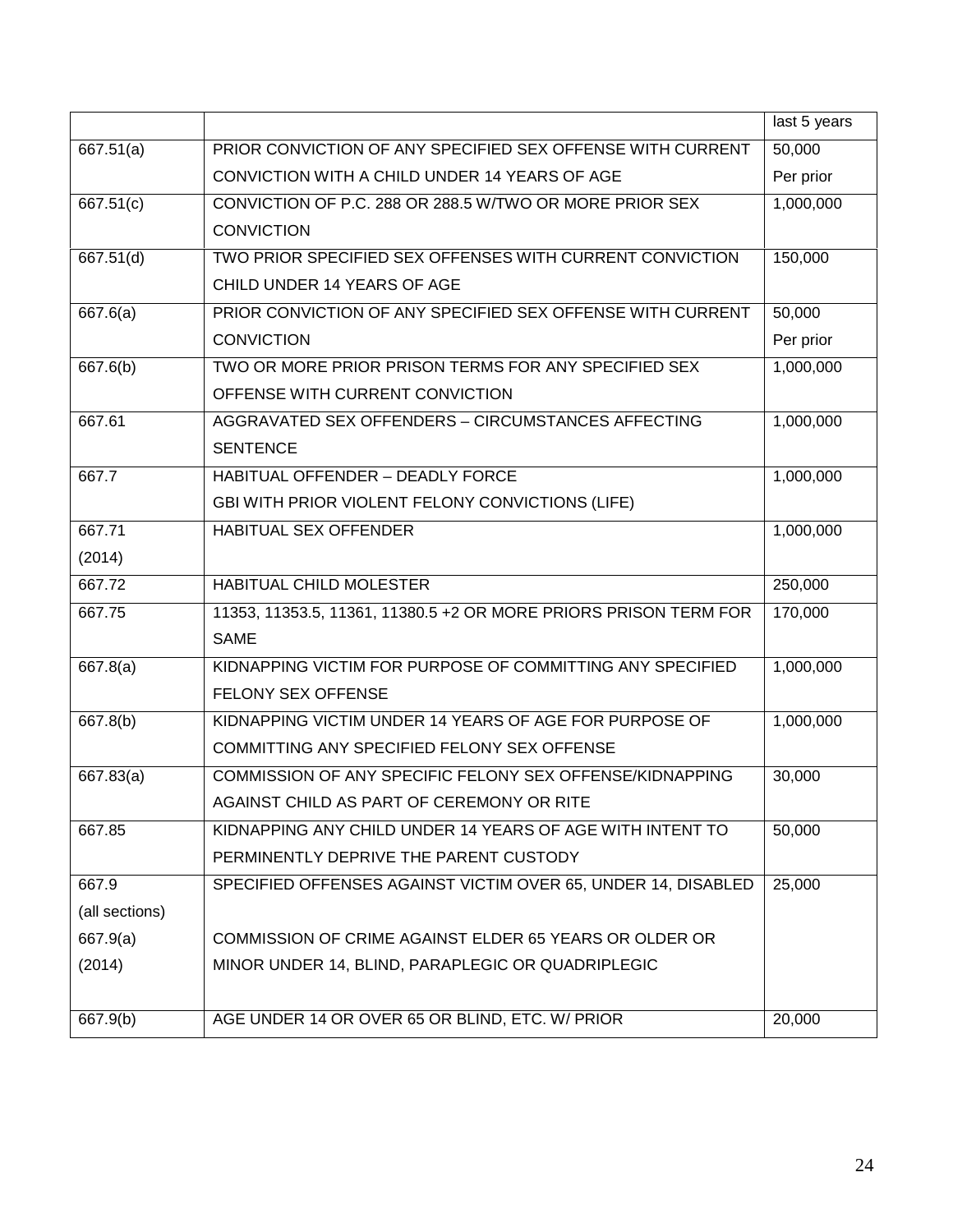| | | last 5 years |
|---|---|---|
| 667.51(a) | PRIOR CONVICTION OF ANY SPECIFIED SEX OFFENSE WITH CURRENT CONVICTION WITH A CHILD UNDER 14 YEARS OF AGE | 50,000 Per prior |
| 667.51(c) | CONVICTION OF P.C. 288 OR 288.5 W/TWO OR MORE PRIOR SEX CONVICTION | 1,000,000 |
| 667.51(d) | TWO PRIOR SPECIFIED SEX OFFENSES WITH CURRENT CONVICTION CHILD UNDER 14 YEARS OF AGE | 150,000 |
| 667.6(a) | PRIOR CONVICTION OF ANY SPECIFIED SEX OFFENSE WITH CURRENT CONVICTION | 50,000 Per prior |
| 667.6(b) | TWO OR MORE PRIOR PRISON TERMS FOR ANY SPECIFIED SEX OFFENSE WITH CURRENT CONVICTION | 1,000,000 |
| 667.61 | AGGRAVATED SEX OFFENDERS – CIRCUMSTANCES AFFECTING SENTENCE | 1,000,000 |
| 667.7 | HABITUAL OFFENDER – DEADLY FORCE GBI WITH PRIOR VIOLENT FELONY CONVICTIONS (LIFE) | 1,000,000 |
| 667.71 (2014) | HABITUAL SEX OFFENDER | 1,000,000 |
| 667.72 | HABITUAL CHILD MOLESTER | 250,000 |
| 667.75 | 11353, 11353.5, 11361, 11380.5 +2 OR MORE PRIORS PRISON TERM FOR SAME | 170,000 |
| 667.8(a) | KIDNAPPING VICTIM FOR PURPOSE OF COMMITTING ANY SPECIFIED FELONY SEX OFFENSE | 1,000,000 |
| 667.8(b) | KIDNAPPING VICTIM UNDER 14 YEARS OF AGE FOR PURPOSE OF COMMITTING ANY SPECIFIED FELONY SEX OFFENSE | 1,000,000 |
| 667.83(a) | COMMISSION OF ANY SPECIFIC FELONY SEX OFFENSE/KIDNAPPING AGAINST CHILD AS PART OF CEREMONY OR RITE | 30,000 |
| 667.85 | KIDNAPPING ANY CHILD UNDER 14 YEARS OF AGE WITH INTENT TO PERMINENTLY DEPRIVE THE PARENT CUSTODY | 50,000 |
| 667.9 (all sections) 667.9(a) (2014) | SPECIFIED OFFENSES AGAINST VICTIM OVER 65, UNDER 14, DISABLED COMMISSION OF CRIME AGAINST ELDER 65 YEARS OR OLDER OR MINOR UNDER 14, BLIND, PARAPLEGIC OR QUADRIPLEGIC | 25,000 |
| 667.9(b) | AGE UNDER 14 OR OVER 65 OR BLIND, ETC. W/ PRIOR | 20,000 |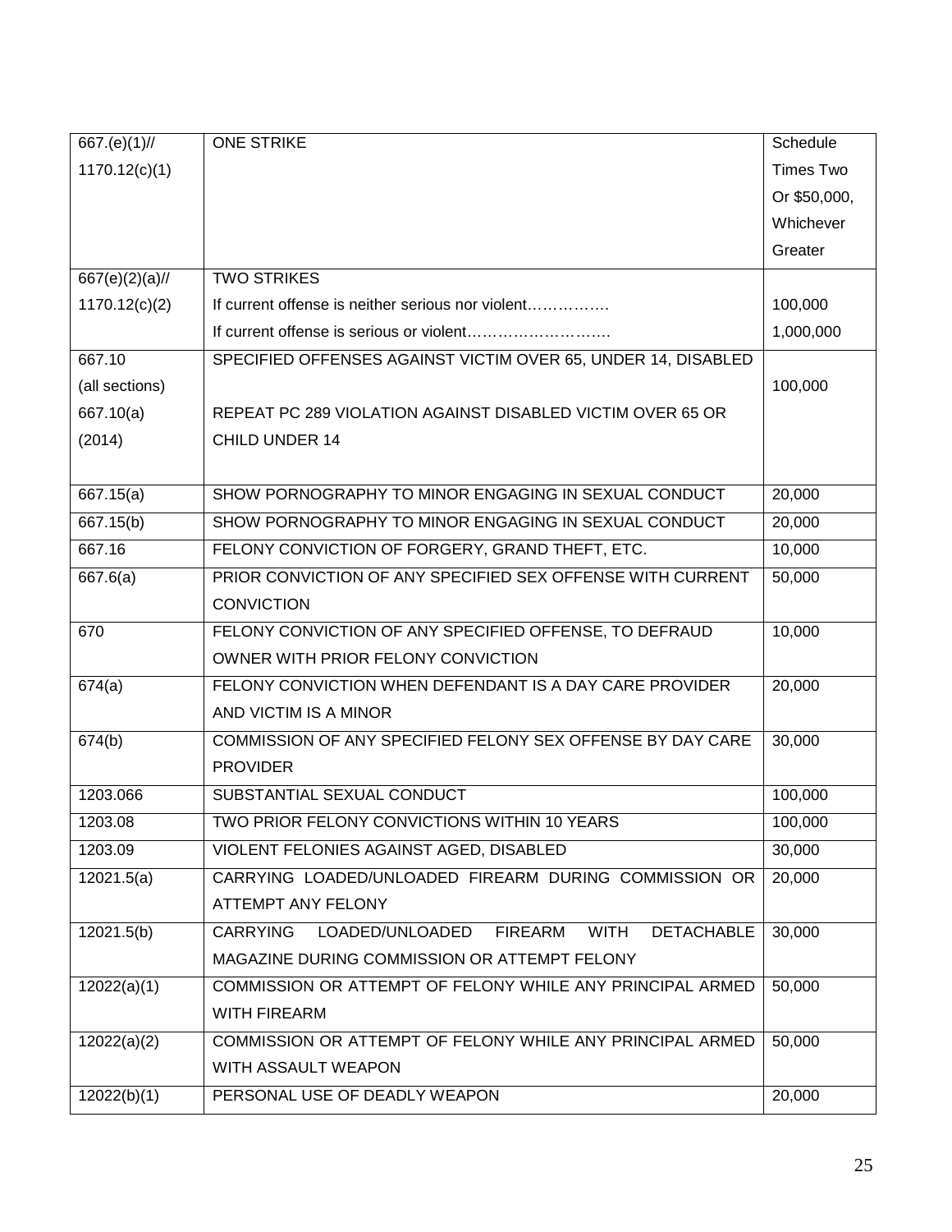| | | |
|---|---|---|
| 667.(e)(1)// 1170.12(c)(1) | ONE STRIKE | Schedule Times Two Or $50,000, Whichever Greater |
| 667(e)(2)(a)// 1170.12(c)(2) | TWO STRIKES<br>If current offense is neither serious nor violent…………….<br>If current offense is serious or violent………………………. | <br>100,000<br>1,000,000 |
| 667.10 (all sections)<br>667.10(a) (2014) | SPECIFIED OFFENSES AGAINST VICTIM OVER 65, UNDER 14, DISABLED<br><br>REPEAT PC 289 VIOLATION AGAINST DISABLED VICTIM OVER 65 OR CHILD UNDER 14 | 100,000 |
| 667.15(a) | SHOW PORNOGRAPHY TO MINOR ENGAGING IN SEXUAL CONDUCT | 20,000 |
| 667.15(b) | SHOW PORNOGRAPHY TO MINOR ENGAGING IN SEXUAL CONDUCT | 20,000 |
| 667.16 | FELONY CONVICTION OF FORGERY, GRAND THEFT, ETC. | 10,000 |
| 667.6(a) | PRIOR CONVICTION OF ANY SPECIFIED SEX OFFENSE WITH CURRENT CONVICTION | 50,000 |
| 670 | FELONY CONVICTION OF ANY SPECIFIED OFFENSE, TO DEFRAUD OWNER WITH PRIOR FELONY CONVICTION | 10,000 |
| 674(a) | FELONY CONVICTION WHEN DEFENDANT IS A DAY CARE PROVIDER AND VICTIM IS A MINOR | 20,000 |
| 674(b) | COMMISSION OF ANY SPECIFIED FELONY SEX OFFENSE BY DAY CARE PROVIDER | 30,000 |
| 1203.066 | SUBSTANTIAL SEXUAL CONDUCT | 100,000 |
| 1203.08 | TWO PRIOR FELONY CONVICTIONS WITHIN 10 YEARS | 100,000 |
| 1203.09 | VIOLENT FELONIES AGAINST AGED, DISABLED | 30,000 |
| 12021.5(a) | CARRYING LOADED/UNLOADED FIREARM DURING COMMISSION OR ATTEMPT ANY FELONY | 20,000 |
| 12021.5(b) | CARRYING LOADED/UNLOADED FIREARM WITH DETACHABLE MAGAZINE DURING COMMISSION OR ATTEMPT FELONY | 30,000 |
| 12022(a)(1) | COMMISSION OR ATTEMPT OF FELONY WHILE ANY PRINCIPAL ARMED WITH FIREARM | 50,000 |
| 12022(a)(2) | COMMISSION OR ATTEMPT OF FELONY WHILE ANY PRINCIPAL ARMED WITH ASSAULT WEAPON | 50,000 |
| 12022(b)(1) | PERSONAL USE OF DEADLY WEAPON | 20,000 |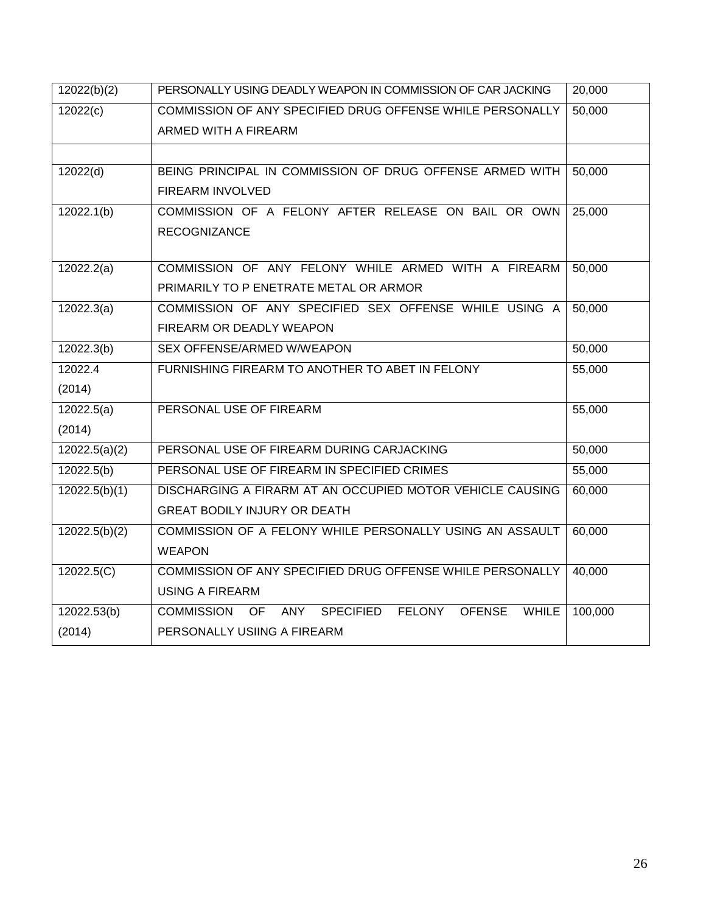| | | |
|---|---|---|
| 12022(b)(2) | PERSONALLY USING DEADLY WEAPON IN COMMISSION OF CAR JACKING | 20,000 |
| 12022(c) | COMMISSION OF ANY SPECIFIED DRUG OFFENSE WHILE PERSONALLY ARMED WITH A FIREARM | 50,000 |
| | | |
| 12022(d) | BEING PRINCIPAL IN COMMISSION OF DRUG OFFENSE ARMED WITH FIREARM INVOLVED | 50,000 |
| 12022.1(b) | COMMISSION OF A FELONY AFTER RELEASE ON BAIL OR OWN RECOGNIZANCE | 25,000 |
| 12022.2(a) | COMMISSION OF ANY FELONY WHILE ARMED WITH A FIREARM PRIMARILY TO P ENETRATE METAL OR ARMOR | 50,000 |
| 12022.3(a) | COMMISSION OF ANY SPECIFIED SEX OFFENSE WHILE USING A FIREARM OR DEADLY WEAPON | 50,000 |
| 12022.3(b) | SEX OFFENSE/ARMED W/WEAPON | 50,000 |
| 12022.4 (2014) | FURNISHING FIREARM TO ANOTHER TO ABET IN FELONY | 55,000 |
| 12022.5(a) (2014) | PERSONAL USE OF FIREARM | 55,000 |
| 12022.5(a)(2) | PERSONAL USE OF FIREARM DURING CARJACKING | 50,000 |
| 12022.5(b) | PERSONAL USE OF FIREARM IN SPECIFIED CRIMES | 55,000 |
| 12022.5(b)(1) | DISCHARGING A FIRARM AT AN OCCUPIED MOTOR VEHICLE CAUSING GREAT BODILY INJURY OR DEATH | 60,000 |
| 12022.5(b)(2) | COMMISSION OF A FELONY WHILE PERSONALLY USING AN ASSAULT WEAPON | 60,000 |
| 12022.5(C) | COMMISSION OF ANY SPECIFIED DRUG OFFENSE WHILE PERSONALLY USING A FIREARM | 40,000 |
| 12022.53(b) (2014) | COMMISSION OF ANY SPECIFIED FELONY OFENSE WHILE PERSONALLY USIING A FIREARM | 100,000 |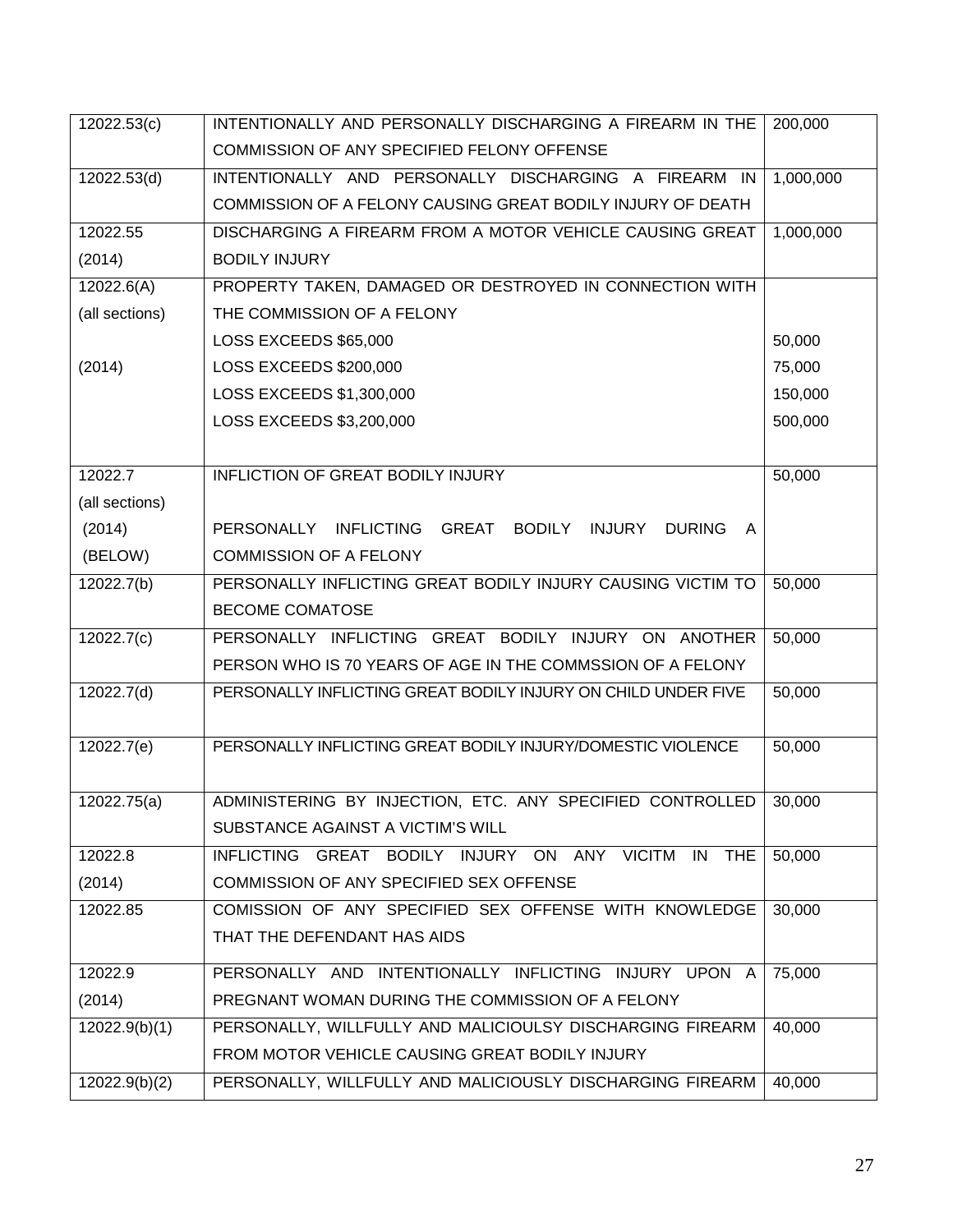| | | |
|---|---|---|
| 12022.53(c) | INTENTIONALLY AND PERSONALLY DISCHARGING A FIREARM IN THE COMMISSION OF ANY SPECIFIED FELONY OFFENSE | 200,000 |
| 12022.53(d) | INTENTIONALLY AND PERSONALLY DISCHARGING A FIREARM IN COMMISSION OF A FELONY CAUSING GREAT BODILY INJURY OF DEATH | 1,000,000 |
| 12022.55 (2014) | DISCHARGING A FIREARM FROM A MOTOR VEHICLE CAUSING GREAT BODILY INJURY | 1,000,000 |
| 12022.6(A) (all sections) (2014) | PROPERTY TAKEN, DAMAGED OR DESTROYED IN CONNECTION WITH THE COMMISSION OF A FELONY<br>LOSS EXCEEDS $65,000<br>LOSS EXCEEDS $200,000<br>LOSS EXCEEDS $1,300,000<br>LOSS EXCEEDS $3,200,000 | <br><br>50,000<br>75,000<br>150,000<br>500,000 |
| 12022.7 (all sections) (2014) (BELOW) | INFLICTION OF GREAT BODILY INJURY<br><br>PERSONALLY INFLICTING GREAT BODILY INJURY DURING A COMMISSION OF A FELONY | 50,000 |
| 12022.7(b) | PERSONALLY INFLICTING GREAT BODILY INJURY CAUSING VICTIM TO BECOME COMATOSE | 50,000 |
| 12022.7(c) | PERSONALLY INFLICTING GREAT BODILY INJURY ON ANOTHER PERSON WHO IS 70 YEARS OF AGE IN THE COMMSSION OF A FELONY | 50,000 |
| 12022.7(d) | PERSONALLY INFLICTING GREAT BODILY INJURY ON CHILD UNDER FIVE | 50,000 |
| 12022.7(e) | PERSONALLY INFLICTING GREAT BODILY INJURY/DOMESTIC VIOLENCE | 50,000 |
| 12022.75(a) | ADMINISTERING BY INJECTION, ETC. ANY SPECIFIED CONTROLLED SUBSTANCE AGAINST A VICTIM'S WILL | 30,000 |
| 12022.8 (2014) | INFLICTING GREAT BODILY INJURY ON ANY VICITM IN THE COMMISSION OF ANY SPECIFIED SEX OFFENSE | 50,000 |
| 12022.85 | COMISSION OF ANY SPECIFIED SEX OFFENSE WITH KNOWLEDGE THAT THE DEFENDANT HAS AIDS | 30,000 |
| 12022.9 (2014) | PERSONALLY AND INTENTIONALLY INFLICTING INJURY UPON A PREGNANT WOMAN DURING THE COMMISSION OF A FELONY | 75,000 |
| 12022.9(b)(1) | PERSONALLY, WILLFULLY AND MALICIOULSY DISCHARGING FIREARM FROM MOTOR VEHICLE CAUSING GREAT BODILY INJURY | 40,000 |
| 12022.9(b)(2) | PERSONALLY, WILLFULLY AND MALICIOUSLY DISCHARGING FIREARM | 40,000 |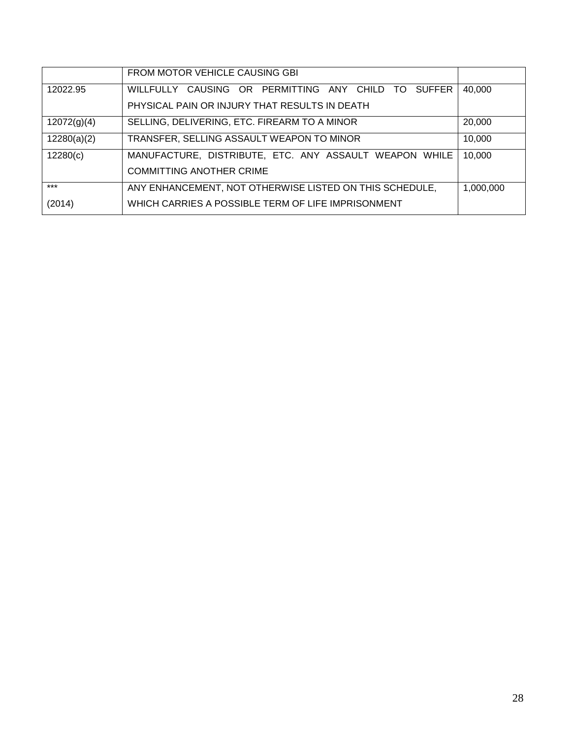| | | |
|---|---|---|
| | FROM MOTOR VEHICLE CAUSING GBI | |
| 12022.95 | WILLFULLY CAUSING OR PERMITTING ANY CHILD TO SUFFER PHYSICAL PAIN OR INJURY THAT RESULTS IN DEATH | 40,000 |
| 12072(g)(4) | SELLING, DELIVERING, ETC. FIREARM TO A MINOR | 20,000 |
| 12280(a)(2) | TRANSFER, SELLING ASSAULT WEAPON TO MINOR | 10,000 |
| 12280(c) | MANUFACTURE, DISTRIBUTE, ETC. ANY ASSAULT WEAPON WHILE COMMITTING ANOTHER CRIME | 10,000 |
| *** (2014) | ANY ENHANCEMENT, NOT OTHERWISE LISTED ON THIS SCHEDULE, WHICH CARRIES A POSSIBLE TERM OF LIFE IMPRISONMENT | 1,000,000 |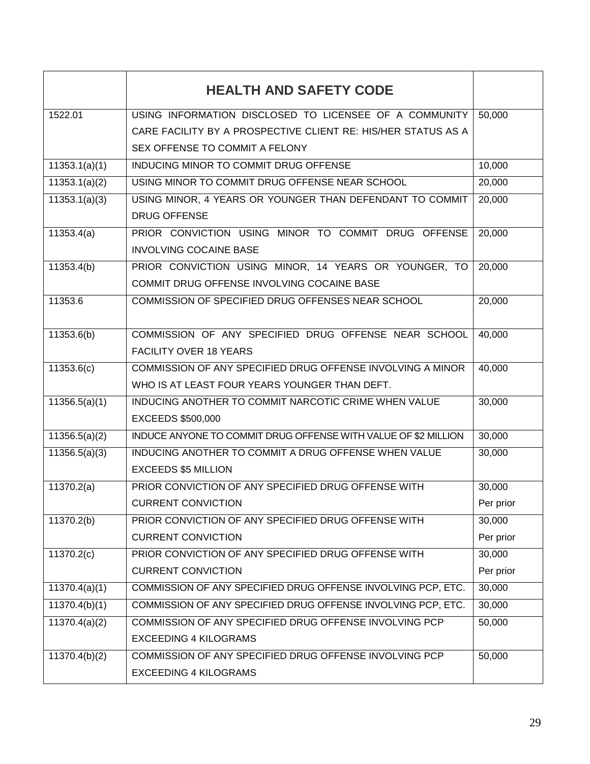| | **HEALTH AND SAFETY CODE** | |
|---|---|---|
| 1522.01 | USING INFORMATION DISCLOSED TO LICENSEE OF A COMMUNITY CARE FACILITY BY A PROSPECTIVE CLIENT RE: HIS/HER STATUS AS A SEX OFFENSE TO COMMIT A FELONY | 50,000 |
| 11353.1(a)(1) | INDUCING MINOR TO COMMIT DRUG OFFENSE | 10,000 |
| 11353.1(a)(2) | USING MINOR TO COMMIT DRUG OFFENSE NEAR SCHOOL | 20,000 |
| 11353.1(a)(3) | USING MINOR, 4 YEARS OR YOUNGER THAN DEFENDANT TO COMMIT DRUG OFFENSE | 20,000 |
| 11353.4(a) | PRIOR CONVICTION USING MINOR TO COMMIT DRUG OFFENSE INVOLVING COCAINE BASE | 20,000 |
| 11353.4(b) | PRIOR CONVICTION USING MINOR, 14 YEARS OR YOUNGER, TO COMMIT DRUG OFFENSE INVOLVING COCAINE BASE | 20,000 |
| 11353.6 | COMMISSION OF SPECIFIED DRUG OFFENSES NEAR SCHOOL | 20,000 |
| 11353.6(b) | COMMISSION OF ANY SPECIFIED DRUG OFFENSE NEAR SCHOOL FACILITY OVER 18 YEARS | 40,000 |
| 11353.6(c) | COMMISSION OF ANY SPECIFIED DRUG OFFENSE INVOLVING A MINOR WHO IS AT LEAST FOUR YEARS YOUNGER THAN DEFT. | 40,000 |
| 11356.5(a)(1) | INDUCING ANOTHER TO COMMIT NARCOTIC CRIME WHEN VALUE EXCEEDS $500,000 | 30,000 |
| 11356.5(a)(2) | INDUCE ANYONE TO COMMIT DRUG OFFENSE WITH VALUE OF $2 MILLION | 30,000 |
| 11356.5(a)(3) | INDUCING ANOTHER TO COMMIT A DRUG OFFENSE WHEN VALUE EXCEEDS $5 MILLION | 30,000 |
| 11370.2(a) | PRIOR CONVICTION OF ANY SPECIFIED DRUG OFFENSE WITH CURRENT CONVICTION | 30,000 Per prior |
| 11370.2(b) | PRIOR CONVICTION OF ANY SPECIFIED DRUG OFFENSE WITH CURRENT CONVICTION | 30,000 Per prior |
| 11370.2(c) | PRIOR CONVICTION OF ANY SPECIFIED DRUG OFFENSE WITH CURRENT CONVICTION | 30,000 Per prior |
| 11370.4(a)(1) | COMMISSION OF ANY SPECIFIED DRUG OFFENSE INVOLVING PCP, ETC. | 30,000 |
| 11370.4(b)(1) | COMMISSION OF ANY SPECIFIED DRUG OFFENSE INVOLVING PCP, ETC. | 30,000 |
| 11370.4(a)(2) | COMMISSION OF ANY SPECIFIED DRUG OFFENSE INVOLVING PCP EXCEEDING 4 KILOGRAMS | 50,000 |
| 11370.4(b)(2) | COMMISSION OF ANY SPECIFIED DRUG OFFENSE INVOLVING PCP EXCEEDING 4 KILOGRAMS | 50,000 |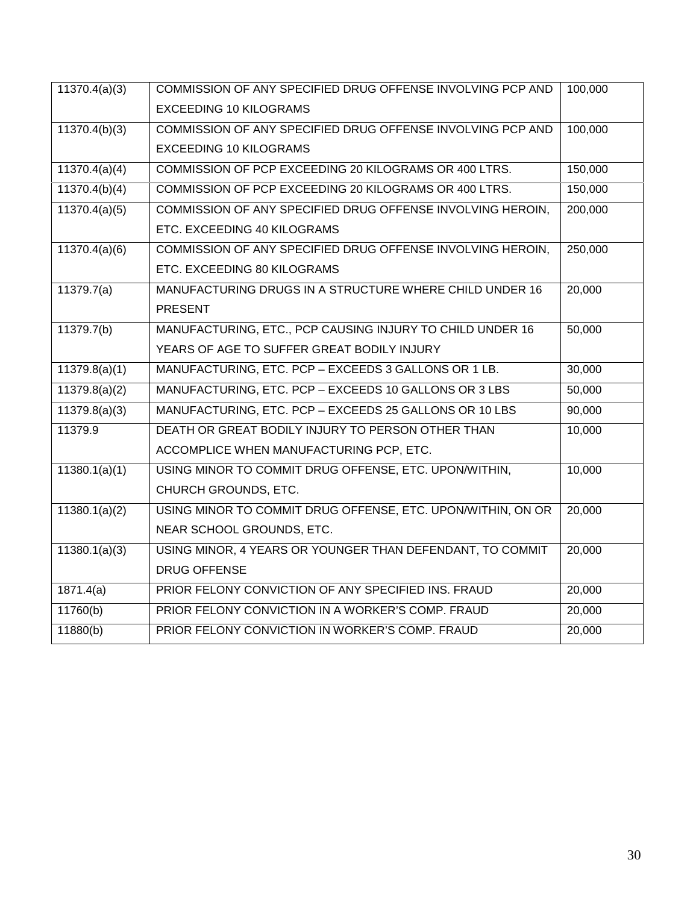| | | |
|---|---|---|
| 11370.4(a)(3) | COMMISSION OF ANY SPECIFIED DRUG OFFENSE INVOLVING PCP AND EXCEEDING 10 KILOGRAMS | 100,000 |
| 11370.4(b)(3) | COMMISSION OF ANY SPECIFIED DRUG OFFENSE INVOLVING PCP AND EXCEEDING 10 KILOGRAMS | 100,000 |
| 11370.4(a)(4) | COMMISSION OF PCP EXCEEDING 20 KILOGRAMS OR 400 LTRS. | 150,000 |
| 11370.4(b)(4) | COMMISSION OF PCP EXCEEDING 20 KILOGRAMS OR 400 LTRS. | 150,000 |
| 11370.4(a)(5) | COMMISSION OF ANY SPECIFIED DRUG OFFENSE INVOLVING HEROIN, ETC. EXCEEDING 40 KILOGRAMS | 200,000 |
| 11370.4(a)(6) | COMMISSION OF ANY SPECIFIED DRUG OFFENSE INVOLVING HEROIN, ETC. EXCEEDING 80 KILOGRAMS | 250,000 |
| 11379.7(a) | MANUFACTURING DRUGS IN A STRUCTURE WHERE CHILD UNDER 16 PRESENT | 20,000 |
| 11379.7(b) | MANUFACTURING, ETC., PCP CAUSING INJURY TO CHILD UNDER 16 YEARS OF AGE TO SUFFER GREAT BODILY INJURY | 50,000 |
| 11379.8(a)(1) | MANUFACTURING, ETC. PCP – EXCEEDS 3 GALLONS OR 1 LB. | 30,000 |
| 11379.8(a)(2) | MANUFACTURING, ETC. PCP – EXCEEDS 10 GALLONS OR 3 LBS | 50,000 |
| 11379.8(a)(3) | MANUFACTURING, ETC. PCP – EXCEEDS 25 GALLONS OR 10 LBS | 90,000 |
| 11379.9 | DEATH OR GREAT BODILY INJURY TO PERSON OTHER THAN ACCOMPLICE WHEN MANUFACTURING PCP, ETC. | 10,000 |
| 11380.1(a)(1) | USING MINOR TO COMMIT DRUG OFFENSE, ETC. UPON/WITHIN, CHURCH GROUNDS, ETC. | 10,000 |
| 11380.1(a)(2) | USING MINOR TO COMMIT DRUG OFFENSE, ETC. UPON/WITHIN, ON OR NEAR SCHOOL GROUNDS, ETC. | 20,000 |
| 11380.1(a)(3) | USING MINOR, 4 YEARS OR YOUNGER THAN DEFENDANT, TO COMMIT DRUG OFFENSE | 20,000 |
| 1871.4(a) | PRIOR FELONY CONVICTION OF ANY SPECIFIED INS. FRAUD | 20,000 |
| 11760(b) | PRIOR FELONY CONVICTION IN A WORKER'S COMP. FRAUD | 20,000 |
| 11880(b) | PRIOR FELONY CONVICTION IN WORKER'S COMP. FRAUD | 20,000 |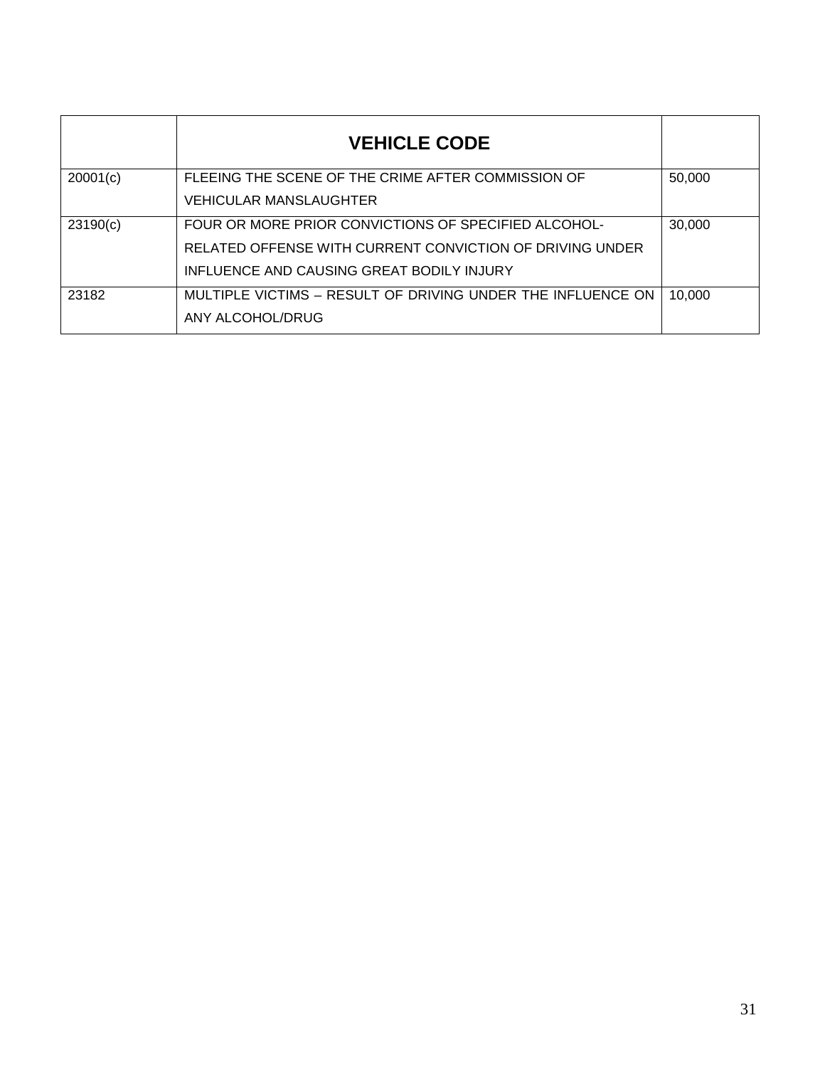| | **VEHICLE CODE** | |
|---|---|---|
| 20001(c) | FLEEING THE SCENE OF THE CRIME AFTER COMMISSION OF VEHICULAR MANSLAUGHTER | 50,000 |
| 23190(c) | FOUR OR MORE PRIOR CONVICTIONS OF SPECIFIED ALCOHOL-RELATED OFFENSE WITH CURRENT CONVICTION OF DRIVING UNDER INFLUENCE AND CAUSING GREAT BODILY INJURY | 30,000 |
| 23182 | MULTIPLE VICTIMS – RESULT OF DRIVING UNDER THE INFLUENCE ON ANY ALCOHOL/DRUG | 10,000 |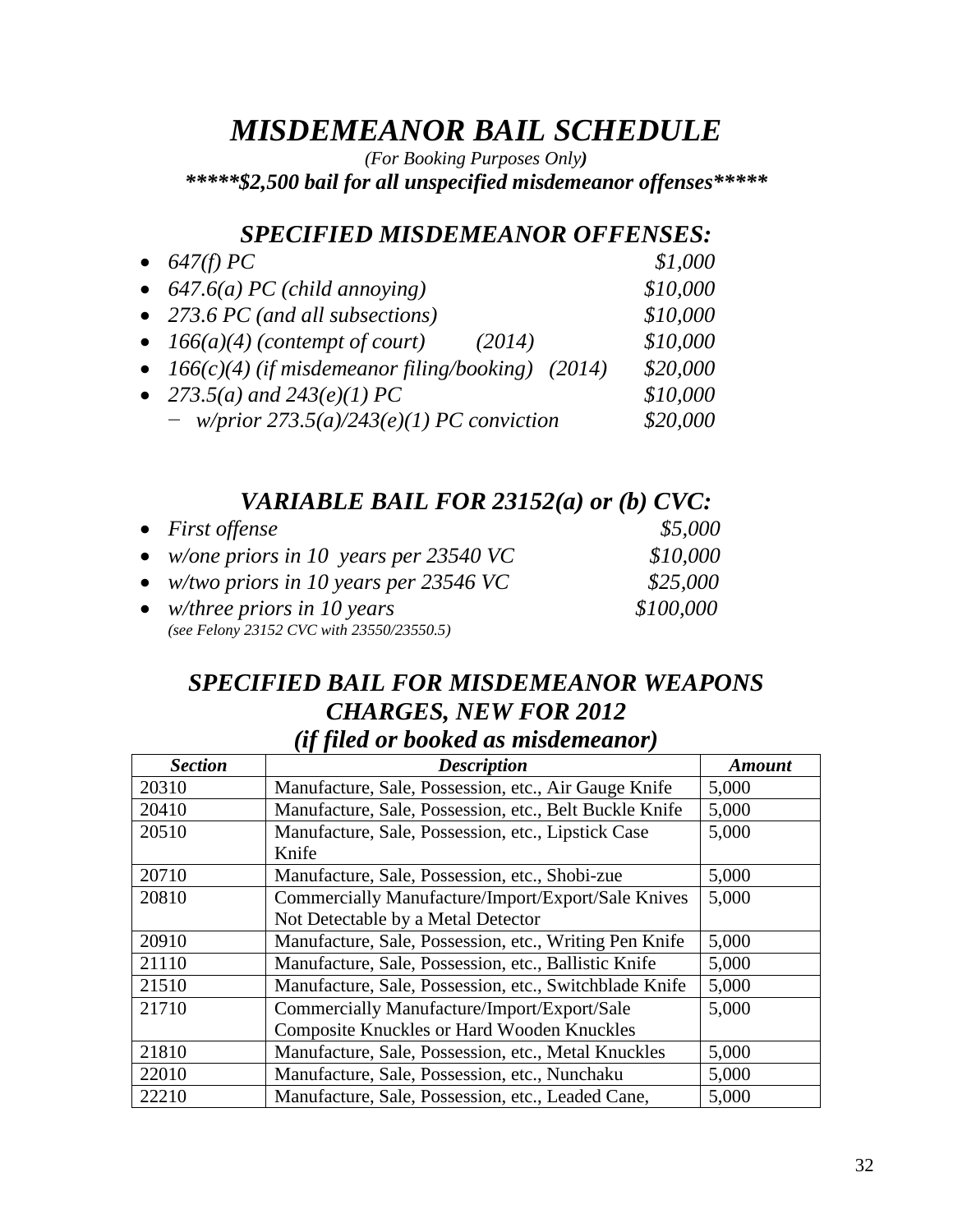# *MISDEMEANOR BAIL SCHEDULE*

*(For Booking Purposes Only)*

***\*\*\*\*\*$2,500 bail for all unspecified misdemeanor offenses\*\*\*\*\****

## *SPECIFIED MISDEMEANOR OFFENSES:*

- *647(f) PC* — *$1,000*
- *647.6(a) PC (child annoying)* — *$10,000*
- *273.6 PC (and all subsections)* — *$10,000*
- *166(a)(4) (contempt of court) (2014)* — *$10,000*
- *166(c)(4) (if misdemeanor filing/booking) (2014)* — *$20,000*
- *273.5(a) and 243(e)(1) PC* — *$10,000*
  - *w/prior 273.5(a)/243(e)(1) PC conviction* — *$20,000*

## *VARIABLE BAIL FOR 23152(a) or (b) CVC:*

- *First offense* — *$5,000*
- *w/one priors in 10 years per 23540 VC* — *$10,000*
- *w/two priors in 10 years per 23546 VC* — *$25,000*
- *w/three priors in 10 years* — *$100,000*
  *(see Felony 23152 CVC with 23550/23550.5)*

## *SPECIFIED BAIL FOR MISDEMEANOR WEAPONS CHARGES, NEW FOR 2012*
## *(if filed or booked as misdemeanor)*

| *Section* | *Description* | *Amount* |
|---|---|---|
| 20310 | Manufacture, Sale, Possession, etc., Air Gauge Knife | 5,000 |
| 20410 | Manufacture, Sale, Possession, etc., Belt Buckle Knife | 5,000 |
| 20510 | Manufacture, Sale, Possession, etc., Lipstick Case Knife | 5,000 |
| 20710 | Manufacture, Sale, Possession, etc., Shobi-zue | 5,000 |
| 20810 | Commercially Manufacture/Import/Export/Sale Knives Not Detectable by a Metal Detector | 5,000 |
| 20910 | Manufacture, Sale, Possession, etc., Writing Pen Knife | 5,000 |
| 21110 | Manufacture, Sale, Possession, etc., Ballistic Knife | 5,000 |
| 21510 | Manufacture, Sale, Possession, etc., Switchblade Knife | 5,000 |
| 21710 | Commercially Manufacture/Import/Export/Sale Composite Knuckles or Hard Wooden Knuckles | 5,000 |
| 21810 | Manufacture, Sale, Possession, etc., Metal Knuckles | 5,000 |
| 22010 | Manufacture, Sale, Possession, etc., Nunchaku | 5,000 |
| 22210 | Manufacture, Sale, Possession, etc., Leaded Cane, | 5,000 |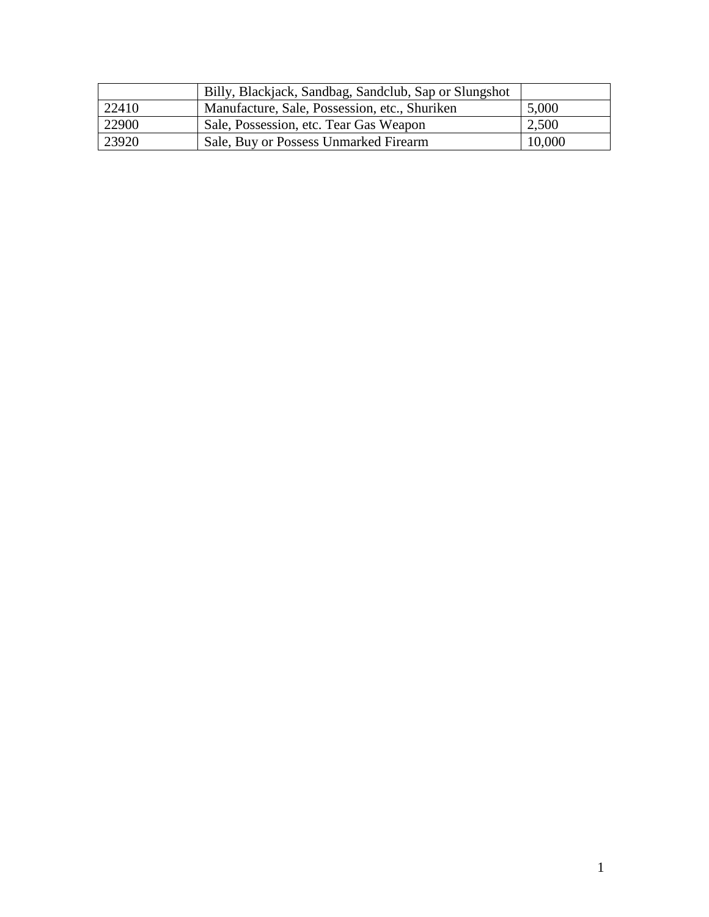| | | |
|---|---|---|
| | Billy, Blackjack, Sandbag, Sandclub, Sap or Slungshot | |
| 22410 | Manufacture, Sale, Possession, etc., Shuriken | 5,000 |
| 22900 | Sale, Possession, etc. Tear Gas Weapon | 2,500 |
| 23920 | Sale, Buy or Possess Unmarked Firearm | 10,000 |